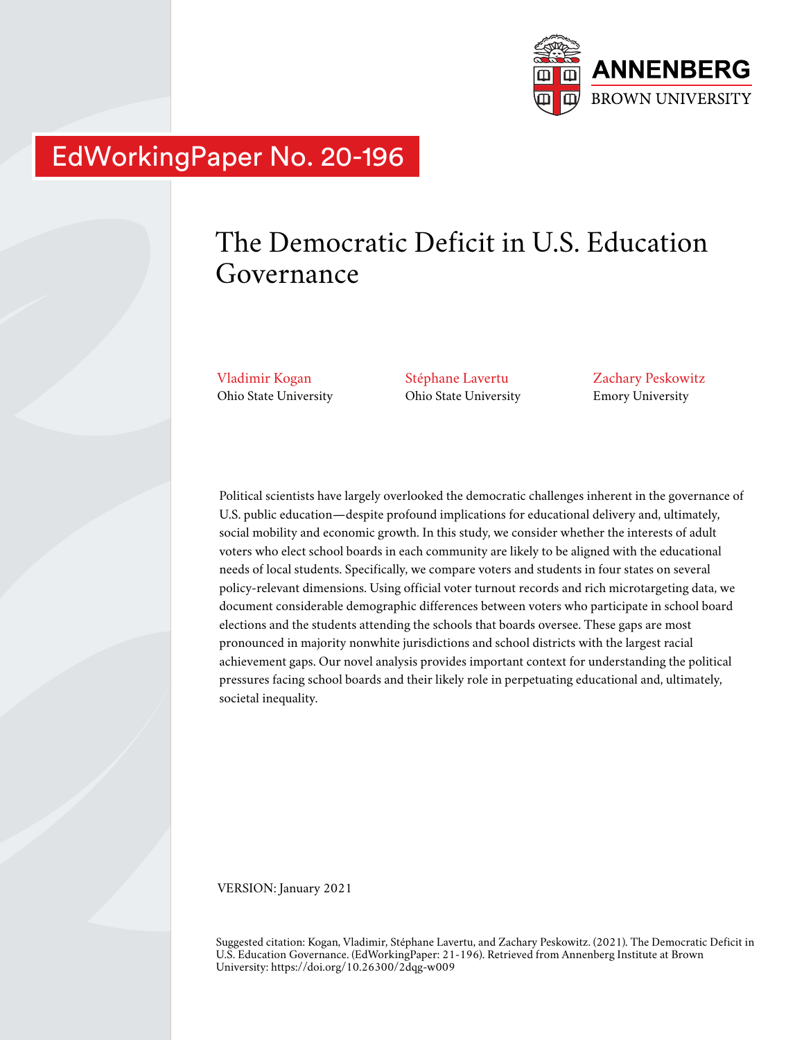ANNENBERG
BROWN UNIVERSITY

EdWorkingPaper No. 20-196

# The Democratic Deficit in U.S. Education Governance

Vladimir Kogan
Ohio State University

Stéphane Lavertu
Ohio State University

Zachary Peskowitz
Emory University

Political scientists have largely overlooked the democratic challenges inherent in the governance of U.S. public education—despite profound implications for educational delivery and, ultimately, social mobility and economic growth. In this study, we consider whether the interests of adult voters who elect school boards in each community are likely to be aligned with the educational needs of local students. Specifically, we compare voters and students in four states on several policy-relevant dimensions. Using official voter turnout records and rich microtargeting data, we document considerable demographic differences between voters who participate in school board elections and the students attending the schools that boards oversee. These gaps are most pronounced in majority nonwhite jurisdictions and school districts with the largest racial achievement gaps. Our novel analysis provides important context for understanding the political pressures facing school boards and their likely role in perpetuating educational and, ultimately, societal inequality.

VERSION: January 2021

Suggested citation: Kogan, Vladimir, Stéphane Lavertu, and Zachary Peskowitz. (2021). The Democratic Deficit in U.S. Education Governance. (EdWorkingPaper: 21-196). Retrieved from Annenberg Institute at Brown University: https://doi.org/10.26300/2dqg-w009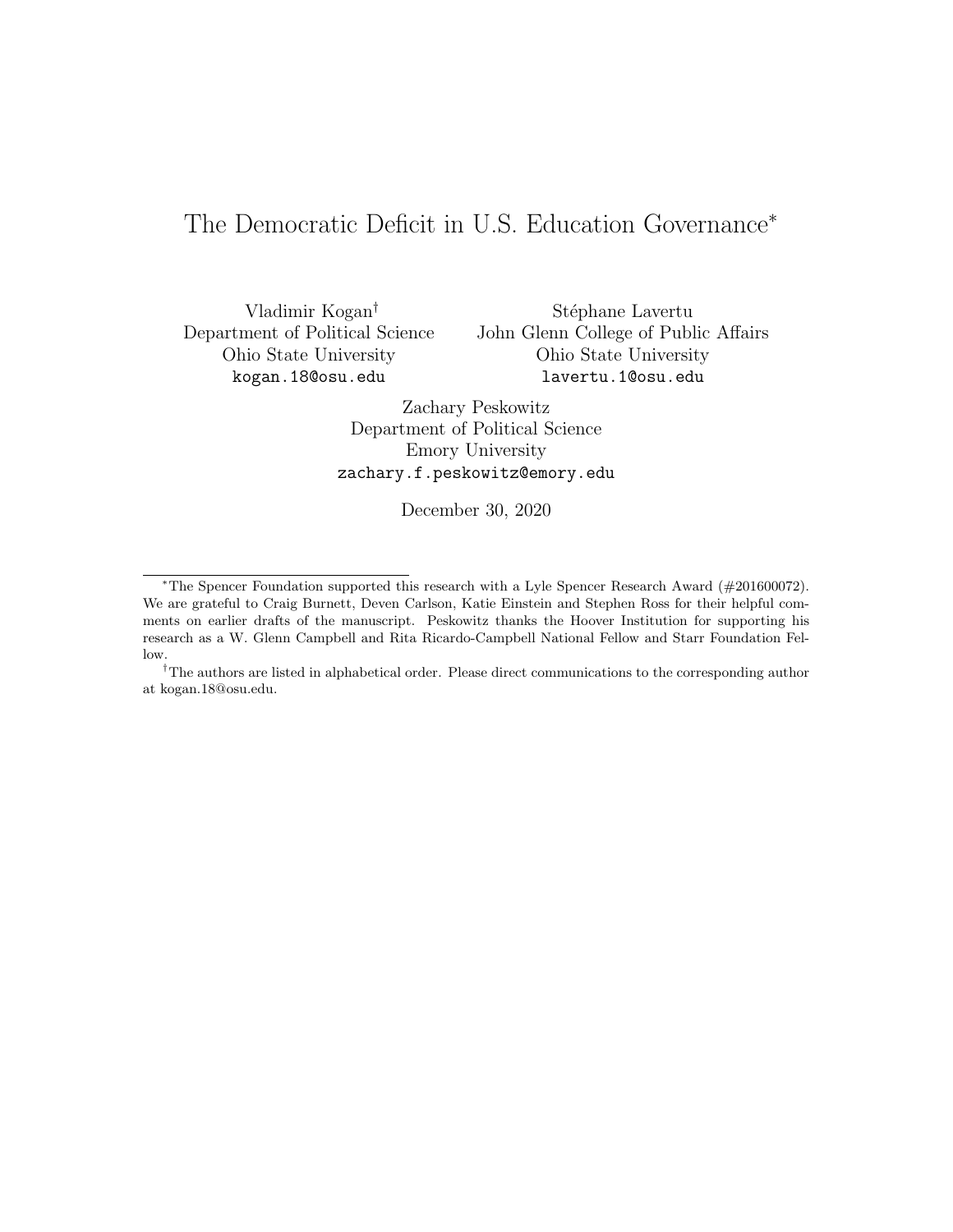# The Democratic Deficit in U.S. Education Governance*

Vladimir Kogan†
Department of Political Science
Ohio State University
kogan.18@osu.edu

Stéphane Lavertu
John Glenn College of Public Affairs
Ohio State University
lavertu.1@osu.edu

Zachary Peskowitz
Department of Political Science
Emory University
zachary.f.peskowitz@emory.edu

December 30, 2020

---

*The Spencer Foundation supported this research with a Lyle Spencer Research Award (#201600072). We are grateful to Craig Burnett, Deven Carlson, Katie Einstein and Stephen Ross for their helpful comments on earlier drafts of the manuscript. Peskowitz thanks the Hoover Institution for supporting his research as a W. Glenn Campbell and Rita Ricardo-Campbell National Fellow and Starr Foundation Fellow.

†The authors are listed in alphabetical order. Please direct communications to the corresponding author at kogan.18@osu.edu.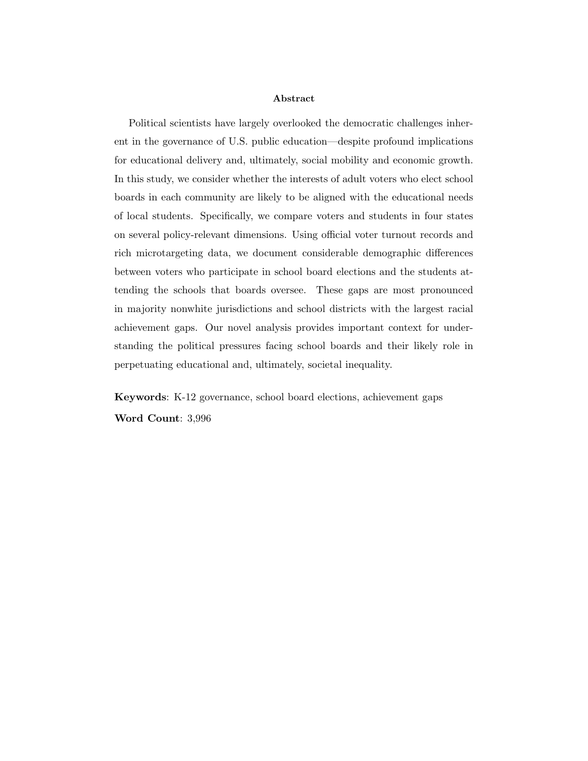## Abstract

Political scientists have largely overlooked the democratic challenges inherent in the governance of U.S. public education—despite profound implications for educational delivery and, ultimately, social mobility and economic growth. In this study, we consider whether the interests of adult voters who elect school boards in each community are likely to be aligned with the educational needs of local students. Specifically, we compare voters and students in four states on several policy-relevant dimensions. Using official voter turnout records and rich microtargeting data, we document considerable demographic differences between voters who participate in school board elections and the students attending the schools that boards oversee. These gaps are most pronounced in majority nonwhite jurisdictions and school districts with the largest racial achievement gaps. Our novel analysis provides important context for understanding the political pressures facing school boards and their likely role in perpetuating educational and, ultimately, societal inequality.

**Keywords**: K-12 governance, school board elections, achievement gaps

**Word Count**: 3,996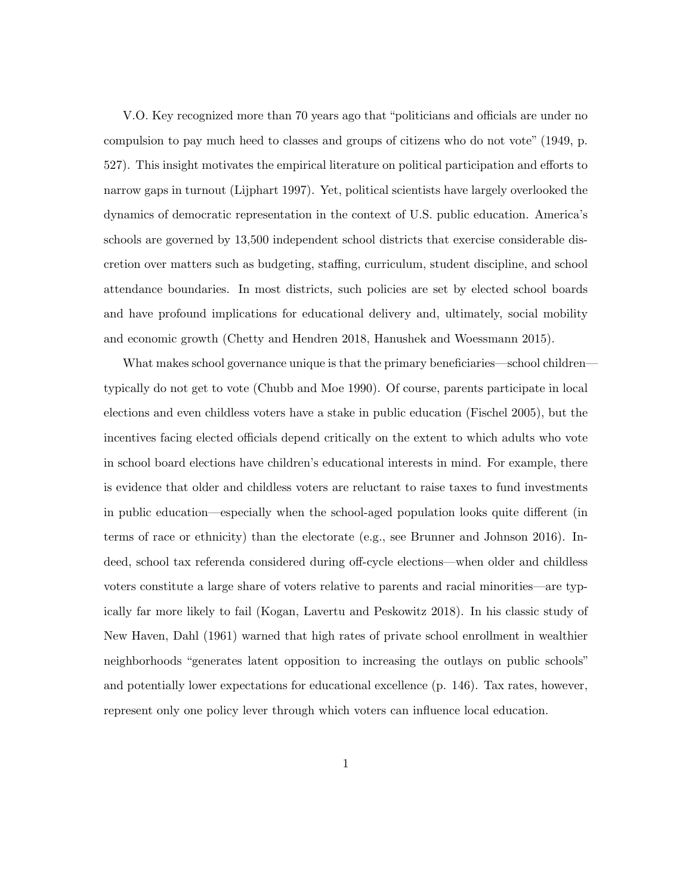V.O. Key recognized more than 70 years ago that "politicians and officials are under no compulsion to pay much heed to classes and groups of citizens who do not vote" (1949, p. 527). This insight motivates the empirical literature on political participation and efforts to narrow gaps in turnout (Lijphart 1997). Yet, political scientists have largely overlooked the dynamics of democratic representation in the context of U.S. public education. America's schools are governed by 13,500 independent school districts that exercise considerable discretion over matters such as budgeting, staffing, curriculum, student discipline, and school attendance boundaries. In most districts, such policies are set by elected school boards and have profound implications for educational delivery and, ultimately, social mobility and economic growth (Chetty and Hendren 2018, Hanushek and Woessmann 2015).

What makes school governance unique is that the primary beneficiaries—school children—typically do not get to vote (Chubb and Moe 1990). Of course, parents participate in local elections and even childless voters have a stake in public education (Fischel 2005), but the incentives facing elected officials depend critically on the extent to which adults who vote in school board elections have children's educational interests in mind. For example, there is evidence that older and childless voters are reluctant to raise taxes to fund investments in public education—especially when the school-aged population looks quite different (in terms of race or ethnicity) than the electorate (e.g., see Brunner and Johnson 2016). Indeed, school tax referenda considered during off-cycle elections—when older and childless voters constitute a large share of voters relative to parents and racial minorities—are typically far more likely to fail (Kogan, Lavertu and Peskowitz 2018). In his classic study of New Haven, Dahl (1961) warned that high rates of private school enrollment in wealthier neighborhoods "generates latent opposition to increasing the outlays on public schools" and potentially lower expectations for educational excellence (p. 146). Tax rates, however, represent only one policy lever through which voters can influence local education.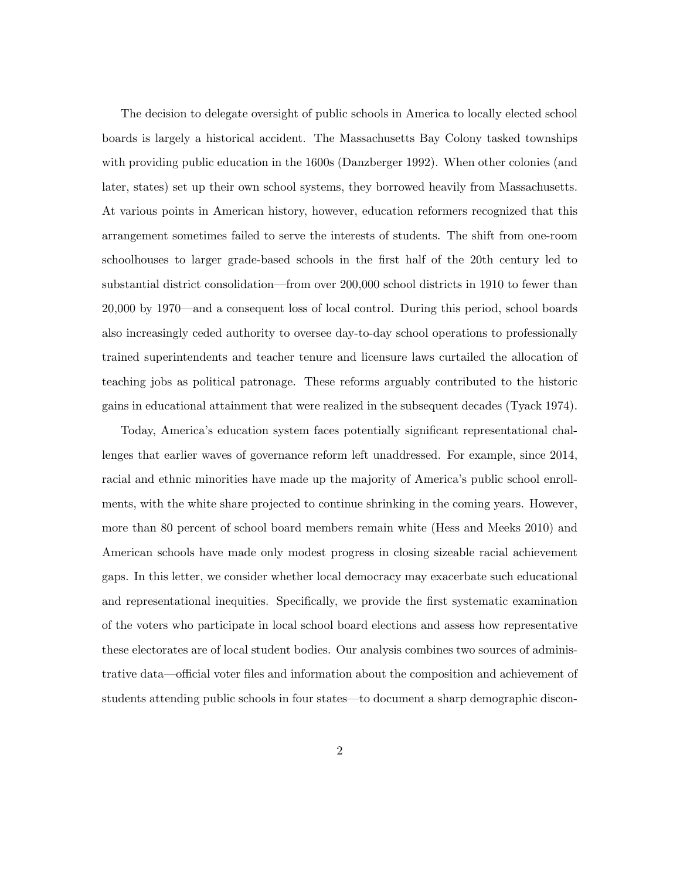The decision to delegate oversight of public schools in America to locally elected school boards is largely a historical accident. The Massachusetts Bay Colony tasked townships with providing public education in the 1600s (Danzberger 1992). When other colonies (and later, states) set up their own school systems, they borrowed heavily from Massachusetts. At various points in American history, however, education reformers recognized that this arrangement sometimes failed to serve the interests of students. The shift from one-room schoolhouses to larger grade-based schools in the first half of the 20th century led to substantial district consolidation—from over 200,000 school districts in 1910 to fewer than 20,000 by 1970—and a consequent loss of local control. During this period, school boards also increasingly ceded authority to oversee day-to-day school operations to professionally trained superintendents and teacher tenure and licensure laws curtailed the allocation of teaching jobs as political patronage. These reforms arguably contributed to the historic gains in educational attainment that were realized in the subsequent decades (Tyack 1974).

Today, America's education system faces potentially significant representational challenges that earlier waves of governance reform left unaddressed. For example, since 2014, racial and ethnic minorities have made up the majority of America's public school enrollments, with the white share projected to continue shrinking in the coming years. However, more than 80 percent of school board members remain white (Hess and Meeks 2010) and American schools have made only modest progress in closing sizeable racial achievement gaps. In this letter, we consider whether local democracy may exacerbate such educational and representational inequities. Specifically, we provide the first systematic examination of the voters who participate in local school board elections and assess how representative these electorates are of local student bodies. Our analysis combines two sources of administrative data—official voter files and information about the composition and achievement of students attending public schools in four states—to document a sharp demographic discon-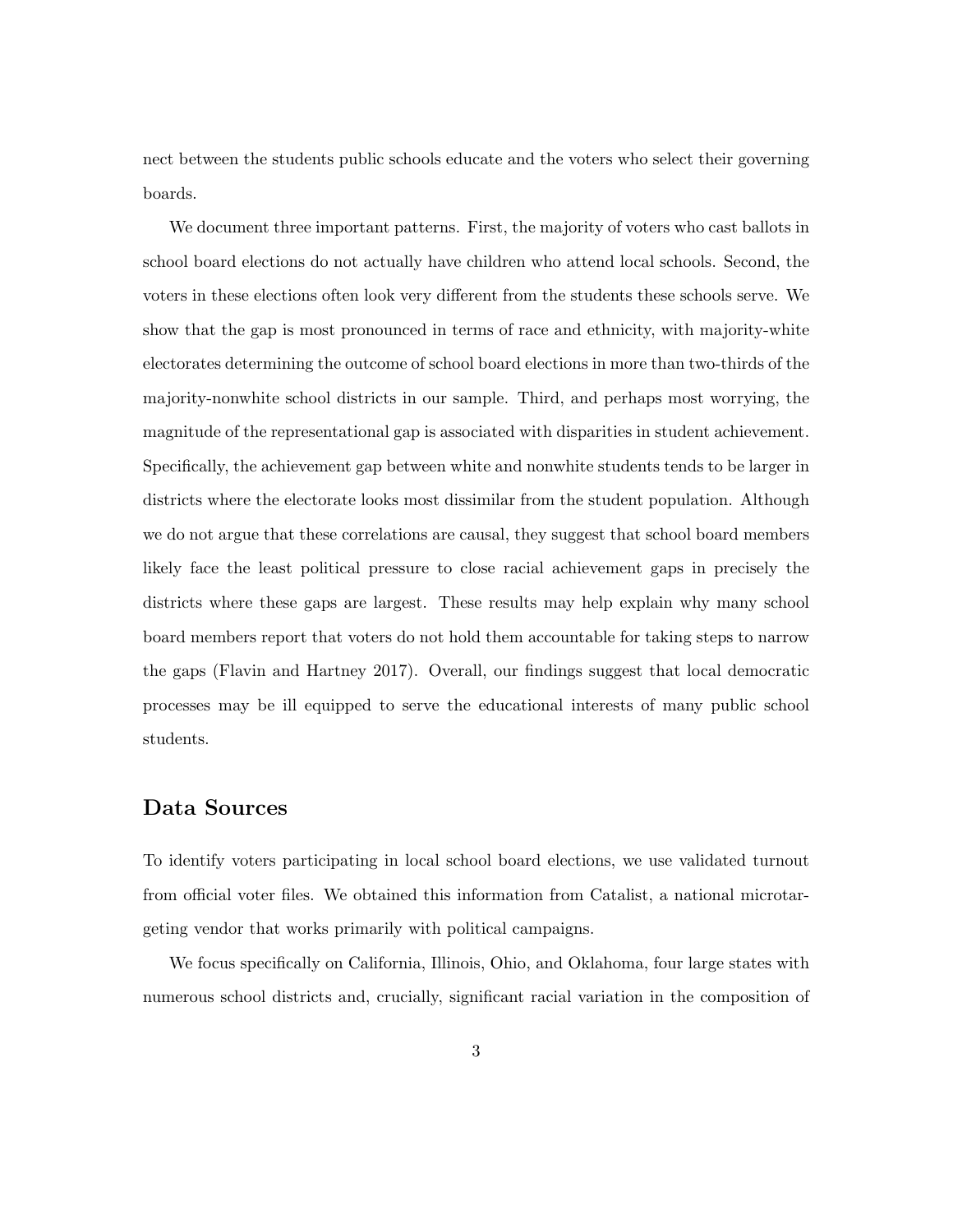nect between the students public schools educate and the voters who select their governing boards.

We document three important patterns. First, the majority of voters who cast ballots in school board elections do not actually have children who attend local schools. Second, the voters in these elections often look very different from the students these schools serve. We show that the gap is most pronounced in terms of race and ethnicity, with majority-white electorates determining the outcome of school board elections in more than two-thirds of the majority-nonwhite school districts in our sample. Third, and perhaps most worrying, the magnitude of the representational gap is associated with disparities in student achievement. Specifically, the achievement gap between white and nonwhite students tends to be larger in districts where the electorate looks most dissimilar from the student population. Although we do not argue that these correlations are causal, they suggest that school board members likely face the least political pressure to close racial achievement gaps in precisely the districts where these gaps are largest. These results may help explain why many school board members report that voters do not hold them accountable for taking steps to narrow the gaps (Flavin and Hartney 2017). Overall, our findings suggest that local democratic processes may be ill equipped to serve the educational interests of many public school students.

## Data Sources

To identify voters participating in local school board elections, we use validated turnout from official voter files. We obtained this information from Catalist, a national microtargeting vendor that works primarily with political campaigns.

We focus specifically on California, Illinois, Ohio, and Oklahoma, four large states with numerous school districts and, crucially, significant racial variation in the composition of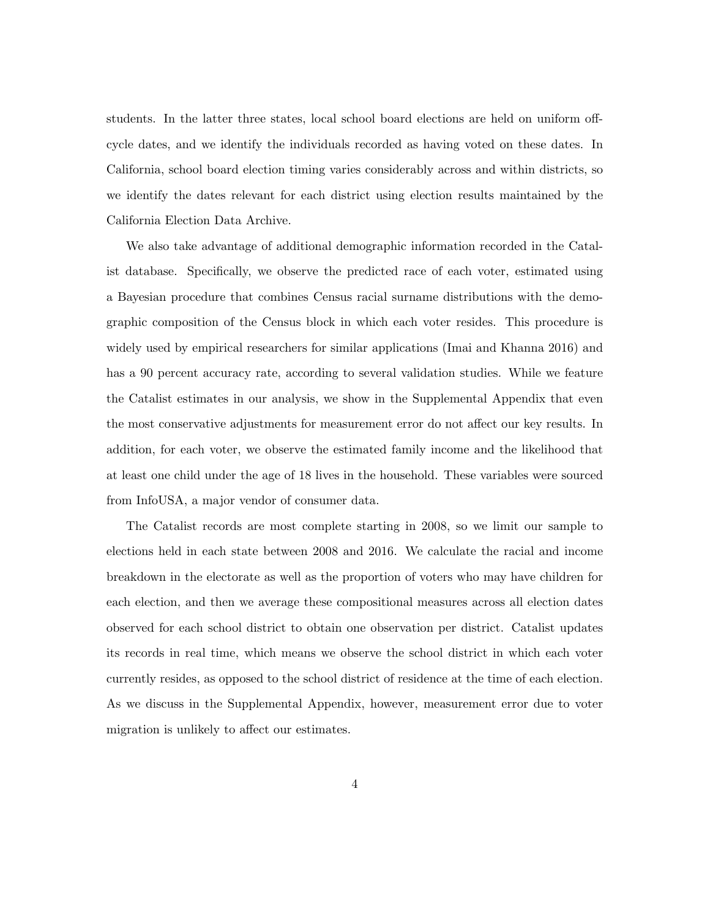students. In the latter three states, local school board elections are held on uniform off-cycle dates, and we identify the individuals recorded as having voted on these dates. In California, school board election timing varies considerably across and within districts, so we identify the dates relevant for each district using election results maintained by the California Election Data Archive.

We also take advantage of additional demographic information recorded in the Catalist database. Specifically, we observe the predicted race of each voter, estimated using a Bayesian procedure that combines Census racial surname distributions with the demographic composition of the Census block in which each voter resides. This procedure is widely used by empirical researchers for similar applications (Imai and Khanna 2016) and has a 90 percent accuracy rate, according to several validation studies. While we feature the Catalist estimates in our analysis, we show in the Supplemental Appendix that even the most conservative adjustments for measurement error do not affect our key results. In addition, for each voter, we observe the estimated family income and the likelihood that at least one child under the age of 18 lives in the household. These variables were sourced from InfoUSA, a major vendor of consumer data.

The Catalist records are most complete starting in 2008, so we limit our sample to elections held in each state between 2008 and 2016. We calculate the racial and income breakdown in the electorate as well as the proportion of voters who may have children for each election, and then we average these compositional measures across all election dates observed for each school district to obtain one observation per district. Catalist updates its records in real time, which means we observe the school district in which each voter currently resides, as opposed to the school district of residence at the time of each election. As we discuss in the Supplemental Appendix, however, measurement error due to voter migration is unlikely to affect our estimates.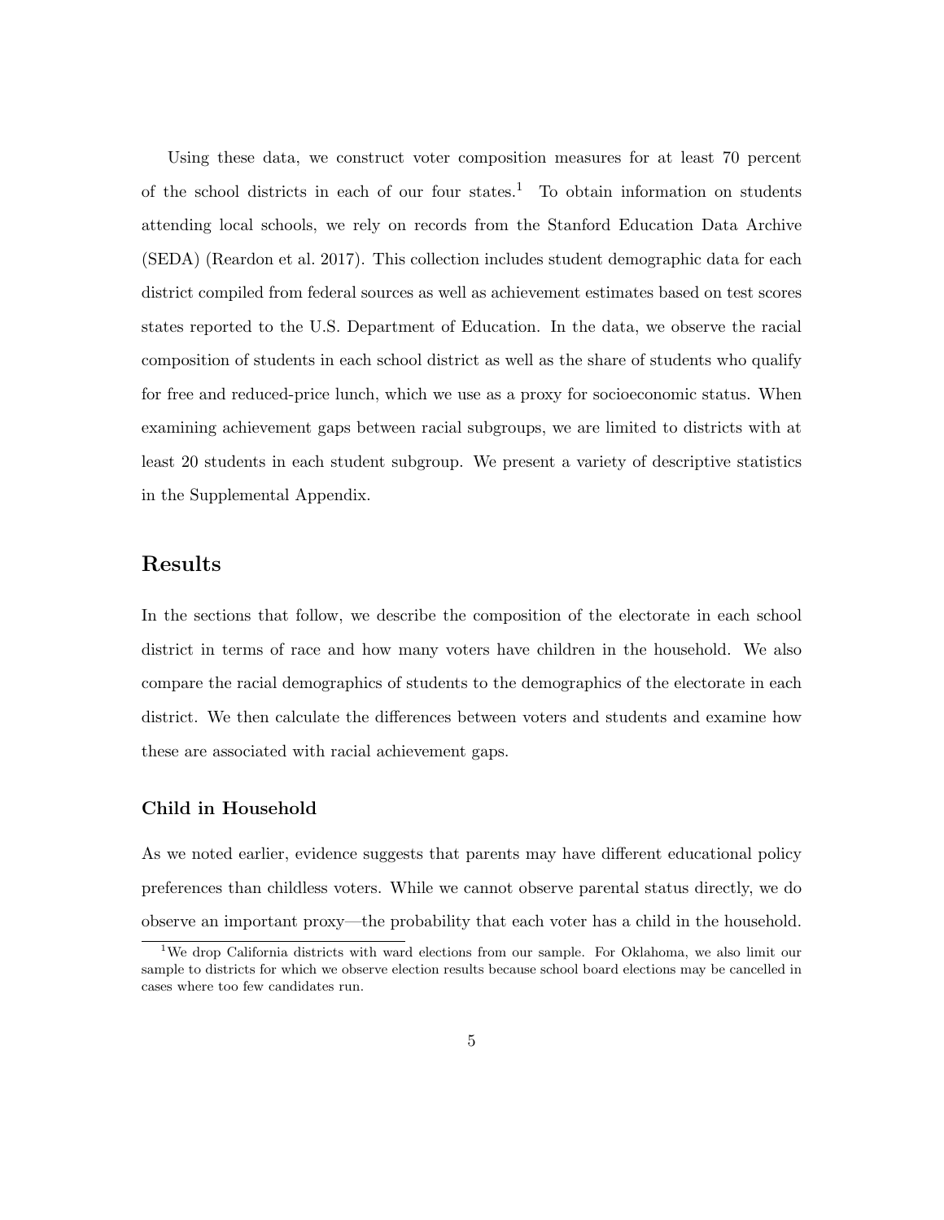Using these data, we construct voter composition measures for at least 70 percent of the school districts in each of our four states.[1] To obtain information on students attending local schools, we rely on records from the Stanford Education Data Archive (SEDA) (Reardon et al. 2017). This collection includes student demographic data for each district compiled from federal sources as well as achievement estimates based on test scores states reported to the U.S. Department of Education. In the data, we observe the racial composition of students in each school district as well as the share of students who qualify for free and reduced-price lunch, which we use as a proxy for socioeconomic status. When examining achievement gaps between racial subgroups, we are limited to districts with at least 20 students in each student subgroup. We present a variety of descriptive statistics in the Supplemental Appendix.

## Results

In the sections that follow, we describe the composition of the electorate in each school district in terms of race and how many voters have children in the household. We also compare the racial demographics of students to the demographics of the electorate in each district. We then calculate the differences between voters and students and examine how these are associated with racial achievement gaps.

### Child in Household

As we noted earlier, evidence suggests that parents may have different educational policy preferences than childless voters. While we cannot observe parental status directly, we do observe an important proxy—the probability that each voter has a child in the household.

[1] We drop California districts with ward elections from our sample. For Oklahoma, we also limit our sample to districts for which we observe election results because school board elections may be cancelled in cases where too few candidates run.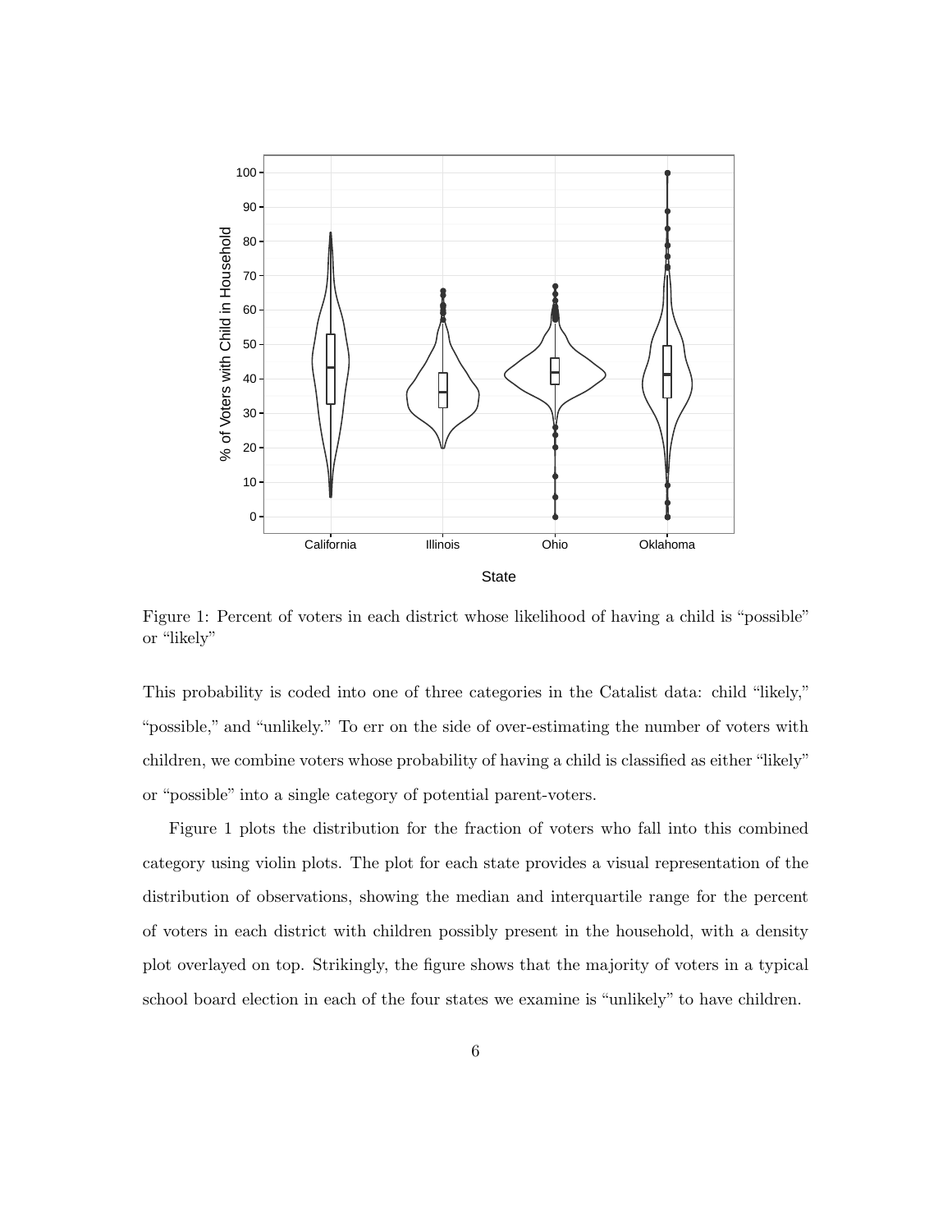Figure 1: Percent of voters in each district whose likelihood of having a child is "possible" or "likely"

This probability is coded into one of three categories in the Catalist data: child "likely," "possible," and "unlikely." To err on the side of over-estimating the number of voters with children, we combine voters whose probability of having a child is classified as either "likely" or "possible" into a single category of potential parent-voters.

Figure 1 plots the distribution for the fraction of voters who fall into this combined category using violin plots. The plot for each state provides a visual representation of the distribution of observations, showing the median and interquartile range for the percent of voters in each district with children possibly present in the household, with a density plot overlayed on top. Strikingly, the figure shows that the majority of voters in a typical school board election in each of the four states we examine is "unlikely" to have children.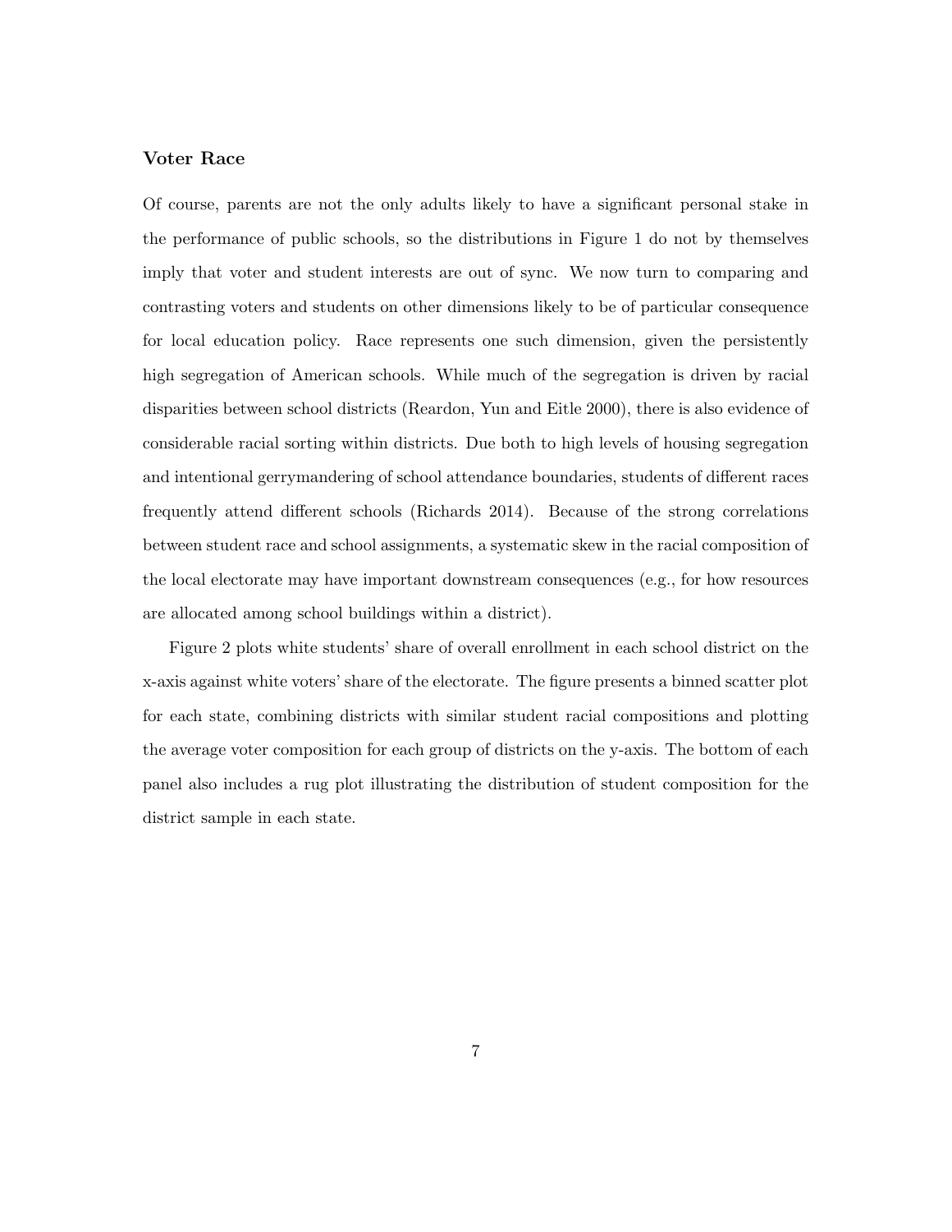### Voter Race

Of course, parents are not the only adults likely to have a significant personal stake in the performance of public schools, so the distributions in Figure 1 do not by themselves imply that voter and student interests are out of sync. We now turn to comparing and contrasting voters and students on other dimensions likely to be of particular consequence for local education policy. Race represents one such dimension, given the persistently high segregation of American schools. While much of the segregation is driven by racial disparities between school districts (Reardon, Yun and Eitle 2000), there is also evidence of considerable racial sorting within districts. Due both to high levels of housing segregation and intentional gerrymandering of school attendance boundaries, students of different races frequently attend different schools (Richards 2014). Because of the strong correlations between student race and school assignments, a systematic skew in the racial composition of the local electorate may have important downstream consequences (e.g., for how resources are allocated among school buildings within a district).

Figure 2 plots white students' share of overall enrollment in each school district on the x-axis against white voters' share of the electorate. The figure presents a binned scatter plot for each state, combining districts with similar student racial compositions and plotting the average voter composition for each group of districts on the y-axis. The bottom of each panel also includes a rug plot illustrating the distribution of student composition for the district sample in each state.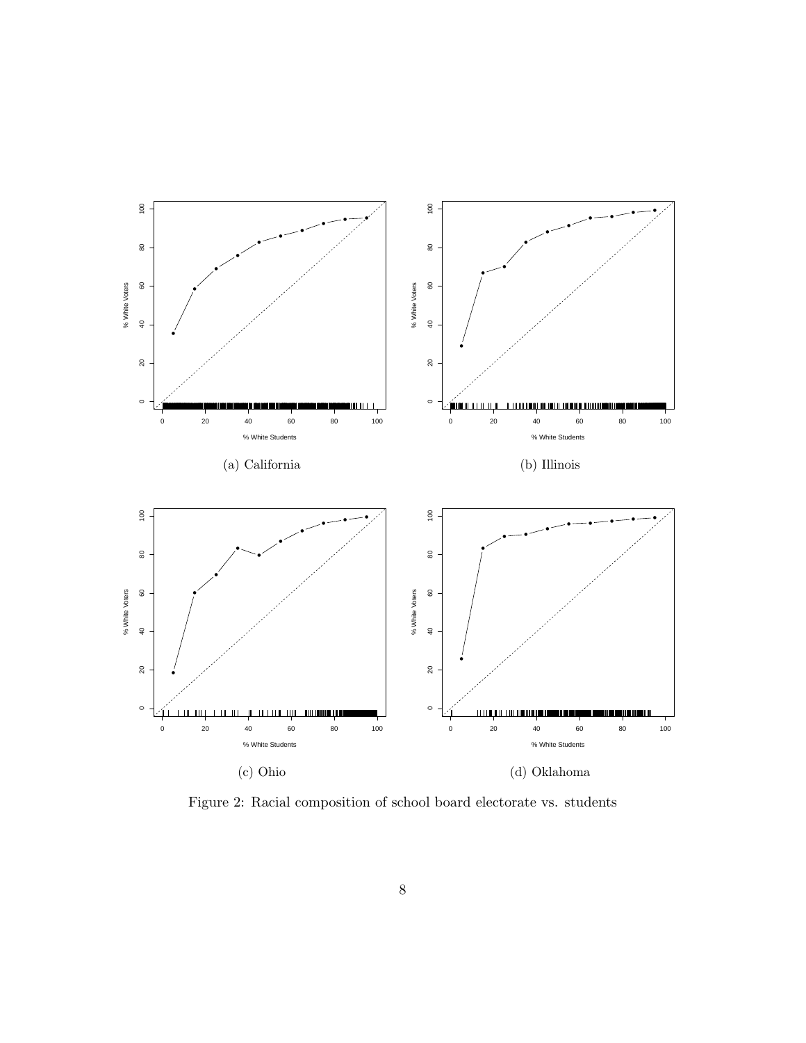(a) California

(b) Illinois

(c) Ohio

(d) Oklahoma

Figure 2: Racial composition of school board electorate vs. students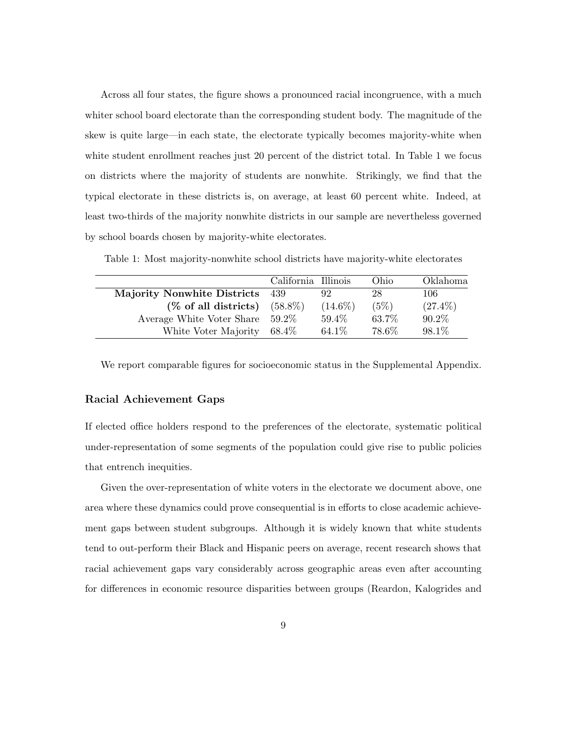Across all four states, the figure shows a pronounced racial incongruence, with a much whiter school board electorate than the corresponding student body. The magnitude of the skew is quite large—in each state, the electorate typically becomes majority-white when white student enrollment reaches just 20 percent of the district total. In Table 1 we focus on districts where the majority of students are nonwhite. Strikingly, we find that the typical electorate in these districts is, on average, at least 60 percent white. Indeed, at least two-thirds of the majority nonwhite districts in our sample are nevertheless governed by school boards chosen by majority-white electorates.

Table 1: Most majority-nonwhite school districts have majority-white electorates

| | California | Illinois | Ohio | Oklahoma |
|---|---|---|---|---|
| **Majority Nonwhite Districts** | 439 | 92 | 28 | 106 |
| **(% of all districts)** | (58.8%) | (14.6%) | (5%) | (27.4%) |
| Average White Voter Share | 59.2% | 59.4% | 63.7% | 90.2% |
| White Voter Majority | 68.4% | 64.1% | 78.6% | 98.1% |

We report comparable figures for socioeconomic status in the Supplemental Appendix.

### Racial Achievement Gaps

If elected office holders respond to the preferences of the electorate, systematic political under-representation of some segments of the population could give rise to public policies that entrench inequities.

Given the over-representation of white voters in the electorate we document above, one area where these dynamics could prove consequential is in efforts to close academic achievement gaps between student subgroups. Although it is widely known that white students tend to out-perform their Black and Hispanic peers on average, recent research shows that racial achievement gaps vary considerably across geographic areas even after accounting for differences in economic resource disparities between groups (Reardon, Kalogrides and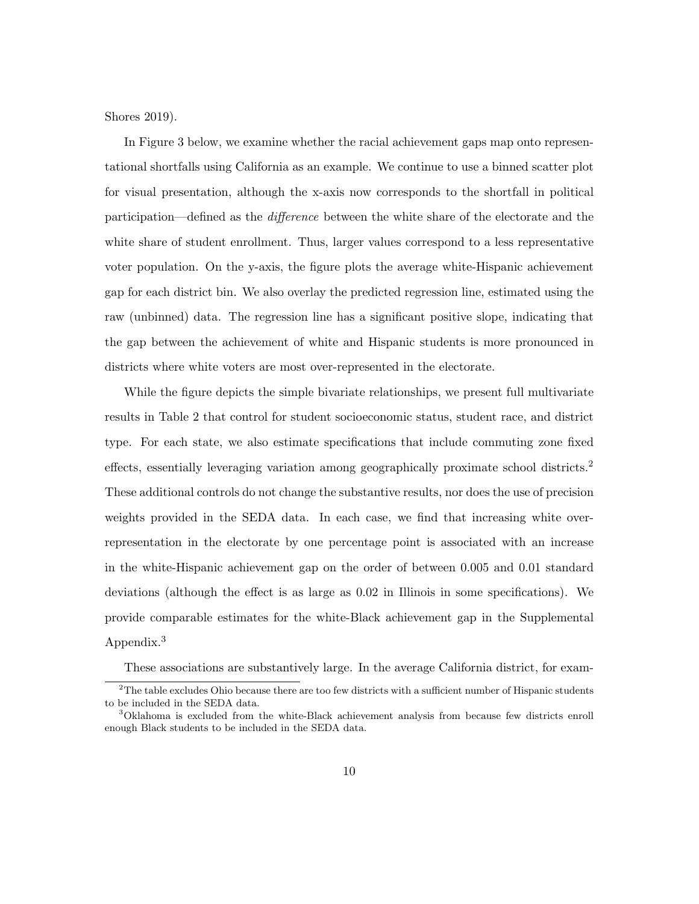Shores 2019).

In Figure 3 below, we examine whether the racial achievement gaps map onto representational shortfalls using California as an example. We continue to use a binned scatter plot for visual presentation, although the x-axis now corresponds to the shortfall in political participation—defined as the *difference* between the white share of the electorate and the white share of student enrollment. Thus, larger values correspond to a less representative voter population. On the y-axis, the figure plots the average white-Hispanic achievement gap for each district bin. We also overlay the predicted regression line, estimated using the raw (unbinned) data. The regression line has a significant positive slope, indicating that the gap between the achievement of white and Hispanic students is more pronounced in districts where white voters are most over-represented in the electorate.

While the figure depicts the simple bivariate relationships, we present full multivariate results in Table 2 that control for student socioeconomic status, student race, and district type. For each state, we also estimate specifications that include commuting zone fixed effects, essentially leveraging variation among geographically proximate school districts.[2] These additional controls do not change the substantive results, nor does the use of precision weights provided in the SEDA data. In each case, we find that increasing white over-representation in the electorate by one percentage point is associated with an increase in the white-Hispanic achievement gap on the order of between 0.005 and 0.01 standard deviations (although the effect is as large as 0.02 in Illinois in some specifications). We provide comparable estimates for the white-Black achievement gap in the Supplemental Appendix.[3]

These associations are substantively large. In the average California district, for exam-

[2] The table excludes Ohio because there are too few districts with a sufficient number of Hispanic students to be included in the SEDA data.

[3] Oklahoma is excluded from the white-Black achievement analysis from because few districts enroll enough Black students to be included in the SEDA data.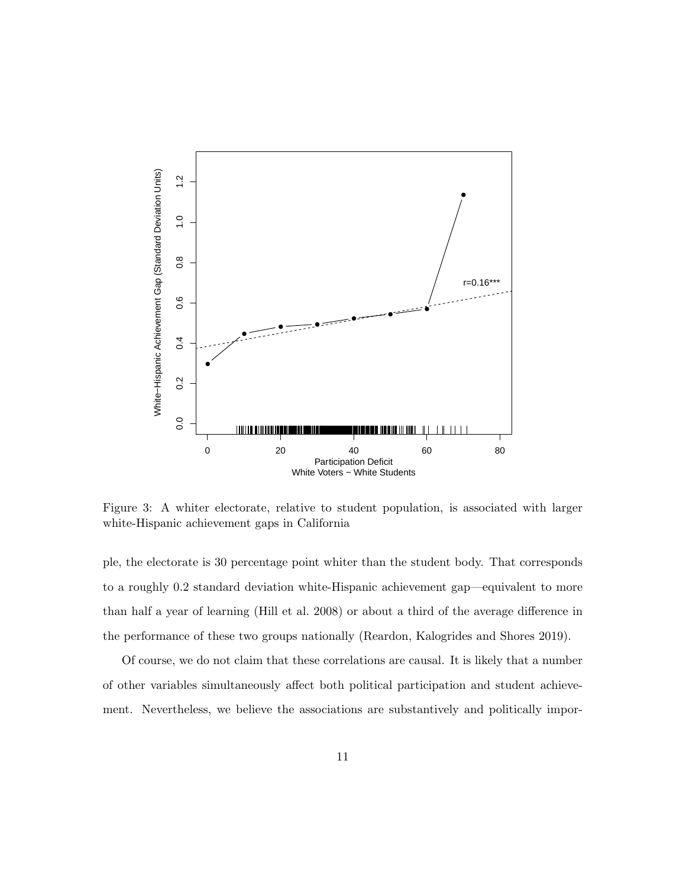Figure 3: A whiter electorate, relative to student population, is associated with larger white-Hispanic achievement gaps in California

ple, the electorate is 30 percentage point whiter than the student body. That corresponds to a roughly 0.2 standard deviation white-Hispanic achievement gap—equivalent to more than half a year of learning (Hill et al. 2008) or about a third of the average difference in the performance of these two groups nationally (Reardon, Kalogrides and Shores 2019).

Of course, we do not claim that these correlations are causal. It is likely that a number of other variables simultaneously affect both political participation and student achievement. Nevertheless, we believe the associations are substantively and politically impor-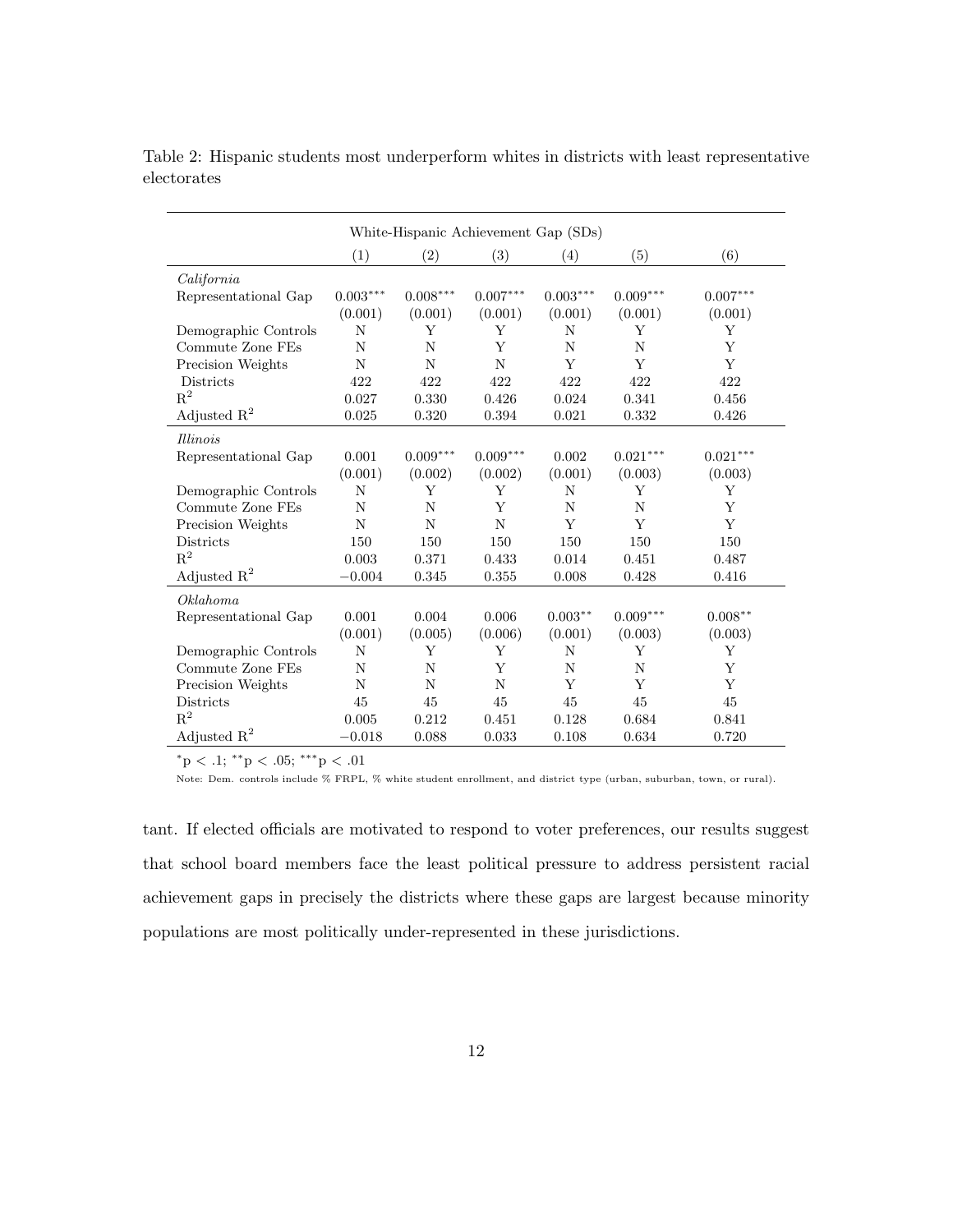Table 2: Hispanic students most underperform whites in districts with least representative electorates

| | White-Hispanic Achievement Gap (SDs) | | | | | |
|---|---|---|---|---|---|---|
| | (1) | (2) | (3) | (4) | (5) | (6) |
| *California* | | | | | | |
| Representational Gap | 0.003*** | 0.008*** | 0.007*** | 0.003*** | 0.009*** | 0.007*** |
| | (0.001) | (0.001) | (0.001) | (0.001) | (0.001) | (0.001) |
| Demographic Controls | N | Y | Y | N | Y | Y |
| Commute Zone FEs | N | N | Y | N | N | Y |
| Precision Weights | N | N | N | Y | Y | Y |
| Districts | 422 | 422 | 422 | 422 | 422 | 422 |
| $R^2$ | 0.027 | 0.330 | 0.426 | 0.024 | 0.341 | 0.456 |
| Adjusted $R^2$ | 0.025 | 0.320 | 0.394 | 0.021 | 0.332 | 0.426 |
| *Illinois* | | | | | | |
| Representational Gap | 0.001 | 0.009*** | 0.009*** | 0.002 | 0.021*** | 0.021*** |
| | (0.001) | (0.002) | (0.002) | (0.001) | (0.003) | (0.003) |
| Demographic Controls | N | Y | Y | N | Y | Y |
| Commute Zone FEs | N | N | Y | N | N | Y |
| Precision Weights | N | N | N | Y | Y | Y |
| Districts | 150 | 150 | 150 | 150 | 150 | 150 |
| $R^2$ | 0.003 | 0.371 | 0.433 | 0.014 | 0.451 | 0.487 |
| Adjusted $R^2$ | −0.004 | 0.345 | 0.355 | 0.008 | 0.428 | 0.416 |
| *Oklahoma* | | | | | | |
| Representational Gap | 0.001 | 0.004 | 0.006 | 0.003** | 0.009*** | 0.008** |
| | (0.001) | (0.005) | (0.006) | (0.001) | (0.003) | (0.003) |
| Demographic Controls | N | Y | Y | N | Y | Y |
| Commute Zone FEs | N | N | Y | N | N | Y |
| Precision Weights | N | N | N | Y | Y | Y |
| Districts | 45 | 45 | 45 | 45 | 45 | 45 |
| $R^2$ | 0.005 | 0.212 | 0.451 | 0.128 | 0.684 | 0.841 |
| Adjusted $R^2$ | −0.018 | 0.088 | 0.033 | 0.108 | 0.634 | 0.720 |

*p < .1; **p < .05; ***p < .01

Note: Dem. controls include % FRPL, % white student enrollment, and district type (urban, suburban, town, or rural).

tant. If elected officials are motivated to respond to voter preferences, our results suggest that school board members face the least political pressure to address persistent racial achievement gaps in precisely the districts where these gaps are largest because minority populations are most politically under-represented in these jurisdictions.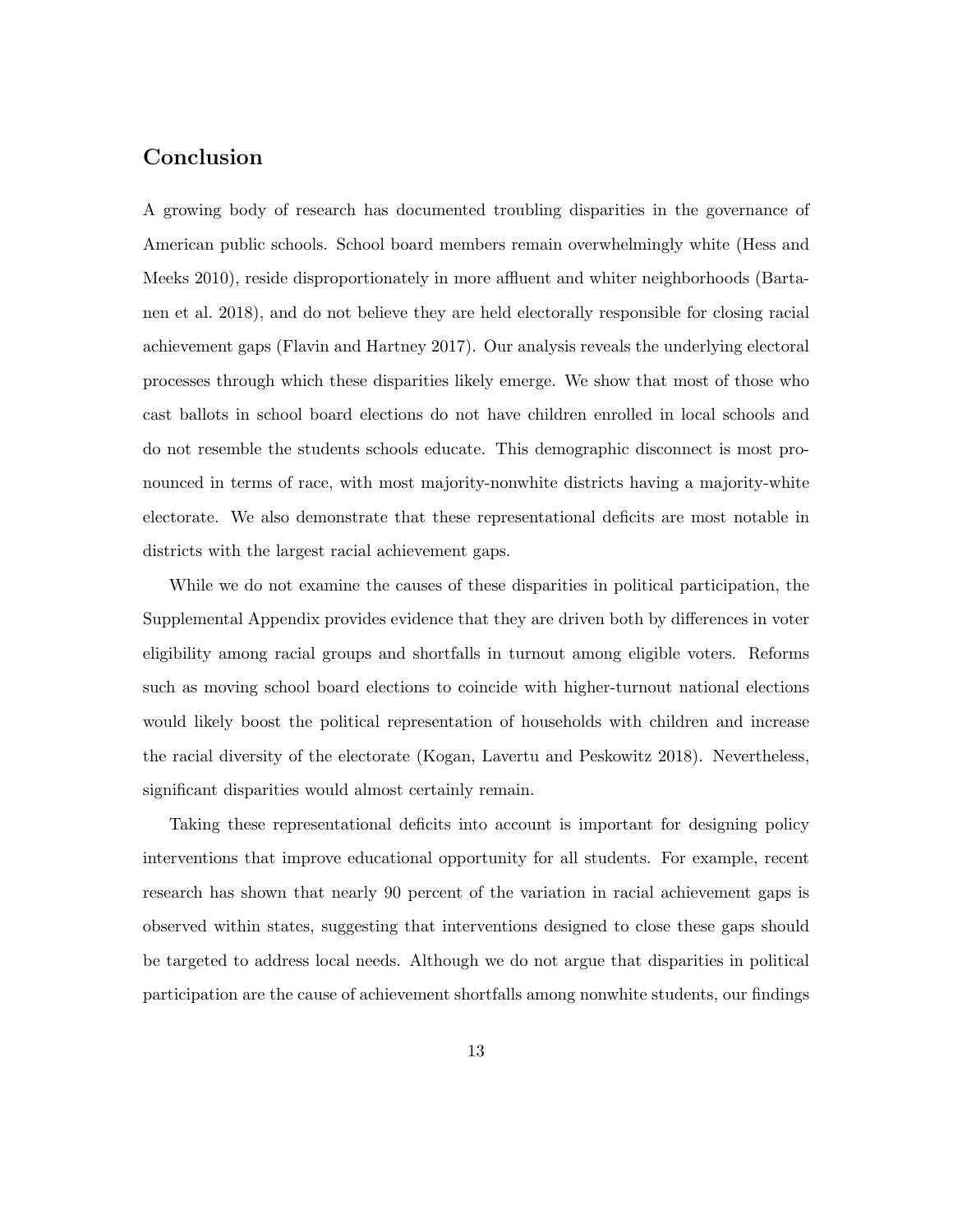## Conclusion

A growing body of research has documented troubling disparities in the governance of American public schools. School board members remain overwhelmingly white (Hess and Meeks 2010), reside disproportionately in more affluent and whiter neighborhoods (Bartanen et al. 2018), and do not believe they are held electorally responsible for closing racial achievement gaps (Flavin and Hartney 2017). Our analysis reveals the underlying electoral processes through which these disparities likely emerge. We show that most of those who cast ballots in school board elections do not have children enrolled in local schools and do not resemble the students schools educate. This demographic disconnect is most pronounced in terms of race, with most majority-nonwhite districts having a majority-white electorate. We also demonstrate that these representational deficits are most notable in districts with the largest racial achievement gaps.

While we do not examine the causes of these disparities in political participation, the Supplemental Appendix provides evidence that they are driven both by differences in voter eligibility among racial groups and shortfalls in turnout among eligible voters. Reforms such as moving school board elections to coincide with higher-turnout national elections would likely boost the political representation of households with children and increase the racial diversity of the electorate (Kogan, Lavertu and Peskowitz 2018). Nevertheless, significant disparities would almost certainly remain.

Taking these representational deficits into account is important for designing policy interventions that improve educational opportunity for all students. For example, recent research has shown that nearly 90 percent of the variation in racial achievement gaps is observed within states, suggesting that interventions designed to close these gaps should be targeted to address local needs. Although we do not argue that disparities in political participation are the cause of achievement shortfalls among nonwhite students, our findings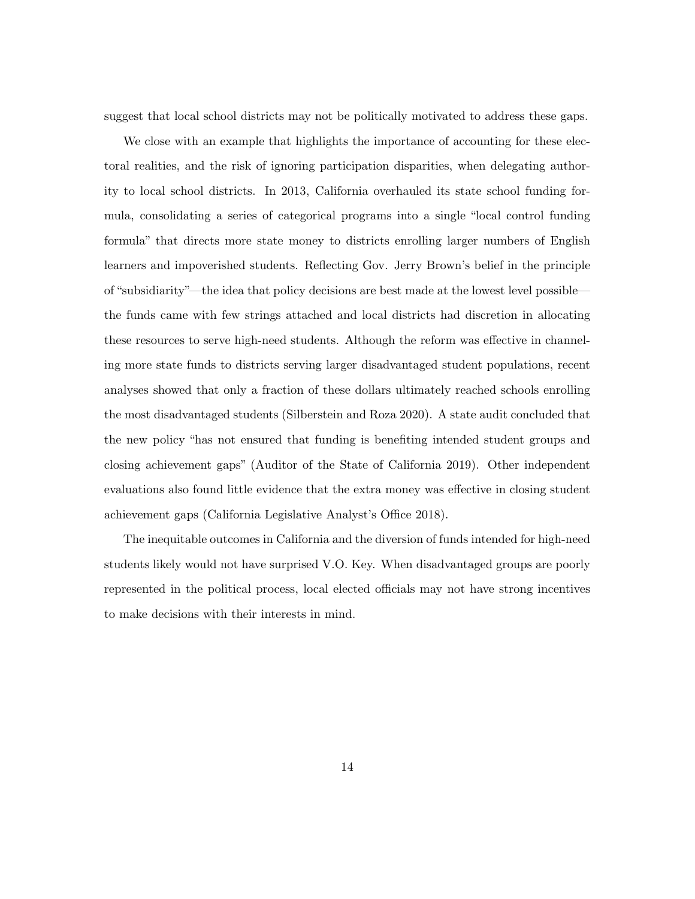suggest that local school districts may not be politically motivated to address these gaps.

We close with an example that highlights the importance of accounting for these electoral realities, and the risk of ignoring participation disparities, when delegating authority to local school districts. In 2013, California overhauled its state school funding formula, consolidating a series of categorical programs into a single "local control funding formula" that directs more state money to districts enrolling larger numbers of English learners and impoverished students. Reflecting Gov. Jerry Brown's belief in the principle of "subsidiarity"—the idea that policy decisions are best made at the lowest level possible—the funds came with few strings attached and local districts had discretion in allocating these resources to serve high-need students. Although the reform was effective in channeling more state funds to districts serving larger disadvantaged student populations, recent analyses showed that only a fraction of these dollars ultimately reached schools enrolling the most disadvantaged students (Silberstein and Roza 2020). A state audit concluded that the new policy "has not ensured that funding is benefiting intended student groups and closing achievement gaps" (Auditor of the State of California 2019). Other independent evaluations also found little evidence that the extra money was effective in closing student achievement gaps (California Legislative Analyst's Office 2018).

The inequitable outcomes in California and the diversion of funds intended for high-need students likely would not have surprised V.O. Key. When disadvantaged groups are poorly represented in the political process, local elected officials may not have strong incentives to make decisions with their interests in mind.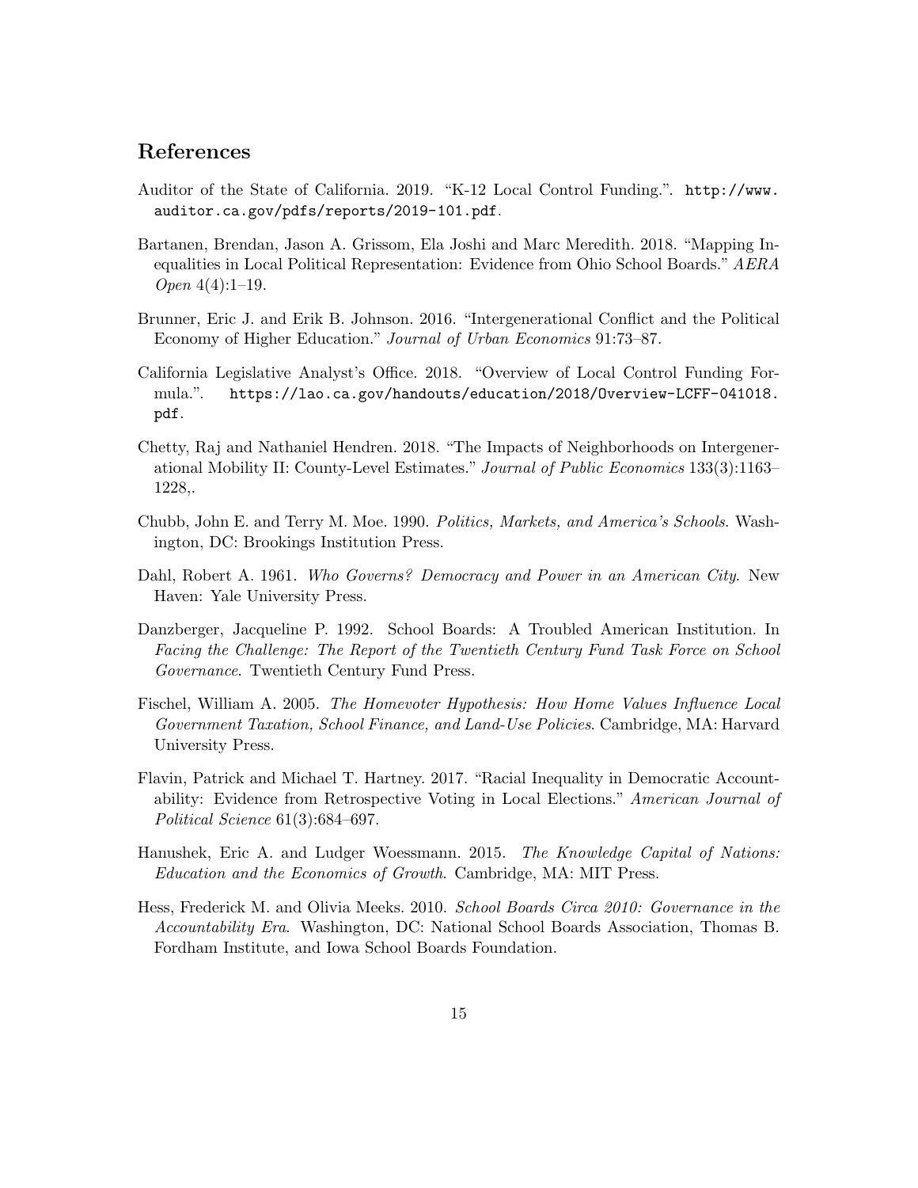## References

Auditor of the State of California. 2019. "K-12 Local Control Funding.". http://www.auditor.ca.gov/pdfs/reports/2019-101.pdf.

Bartanen, Brendan, Jason A. Grissom, Ela Joshi and Marc Meredith. 2018. "Mapping Inequalities in Local Political Representation: Evidence from Ohio School Boards." *AERA Open* 4(4):1–19.

Brunner, Eric J. and Erik B. Johnson. 2016. "Intergenerational Conflict and the Political Economy of Higher Education." *Journal of Urban Economics* 91:73–87.

California Legislative Analyst's Office. 2018. "Overview of Local Control Funding Formula.". https://lao.ca.gov/handouts/education/2018/Overview-LCFF-041018.pdf.

Chetty, Raj and Nathaniel Hendren. 2018. "The Impacts of Neighborhoods on Intergenerational Mobility II: County-Level Estimates." *Journal of Public Economics* 133(3):1163–1228,.

Chubb, John E. and Terry M. Moe. 1990. *Politics, Markets, and America's Schools*. Washington, DC: Brookings Institution Press.

Dahl, Robert A. 1961. *Who Governs? Democracy and Power in an American City*. New Haven: Yale University Press.

Danzberger, Jacqueline P. 1992. School Boards: A Troubled American Institution. In *Facing the Challenge: The Report of the Twentieth Century Fund Task Force on School Governance*. Twentieth Century Fund Press.

Fischel, William A. 2005. *The Homevoter Hypothesis: How Home Values Influence Local Government Taxation, School Finance, and Land-Use Policies*. Cambridge, MA: Harvard University Press.

Flavin, Patrick and Michael T. Hartney. 2017. "Racial Inequality in Democratic Accountability: Evidence from Retrospective Voting in Local Elections." *American Journal of Political Science* 61(3):684–697.

Hanushek, Eric A. and Ludger Woessmann. 2015. *The Knowledge Capital of Nations: Education and the Economics of Growth*. Cambridge, MA: MIT Press.

Hess, Frederick M. and Olivia Meeks. 2010. *School Boards Circa 2010: Governance in the Accountability Era*. Washington, DC: National School Boards Association, Thomas B. Fordham Institute, and Iowa School Boards Foundation.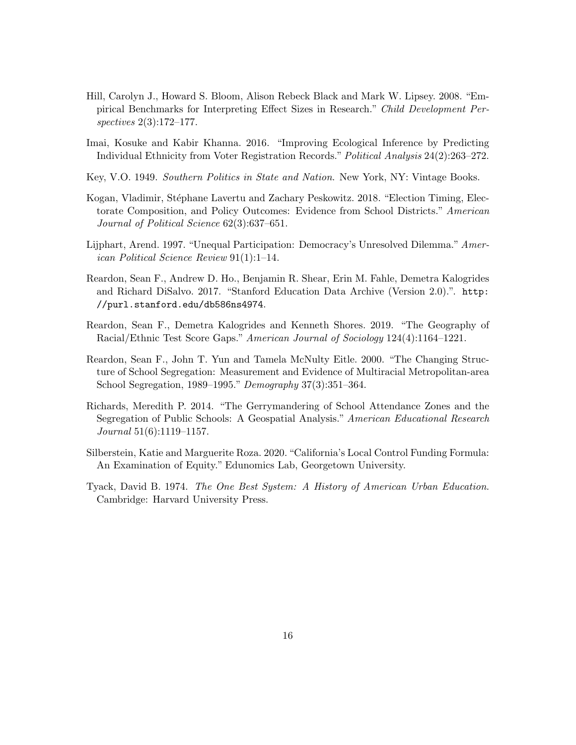Hill, Carolyn J., Howard S. Bloom, Alison Rebeck Black and Mark W. Lipsey. 2008. "Empirical Benchmarks for Interpreting Effect Sizes in Research." *Child Development Perspectives* 2(3):172–177.

Imai, Kosuke and Kabir Khanna. 2016. "Improving Ecological Inference by Predicting Individual Ethnicity from Voter Registration Records." *Political Analysis* 24(2):263–272.

Key, V.O. 1949. *Southern Politics in State and Nation.* New York, NY: Vintage Books.

Kogan, Vladimir, Stéphane Lavertu and Zachary Peskowitz. 2018. "Election Timing, Electorate Composition, and Policy Outcomes: Evidence from School Districts." *American Journal of Political Science* 62(3):637–651.

Lijphart, Arend. 1997. "Unequal Participation: Democracy's Unresolved Dilemma." *American Political Science Review* 91(1):1–14.

Reardon, Sean F., Andrew D. Ho., Benjamin R. Shear, Erin M. Fahle, Demetra Kalogrides and Richard DiSalvo. 2017. "Stanford Education Data Archive (Version 2.0).". `http://purl.stanford.edu/db586ns4974`.

Reardon, Sean F., Demetra Kalogrides and Kenneth Shores. 2019. "The Geography of Racial/Ethnic Test Score Gaps." *American Journal of Sociology* 124(4):1164–1221.

Reardon, Sean F., John T. Yun and Tamela McNulty Eitle. 2000. "The Changing Structure of School Segregation: Measurement and Evidence of Multiracial Metropolitan-area School Segregation, 1989–1995." *Demography* 37(3):351–364.

Richards, Meredith P. 2014. "The Gerrymandering of School Attendance Zones and the Segregation of Public Schools: A Geospatial Analysis." *American Educational Research Journal* 51(6):1119–1157.

Silberstein, Katie and Marguerite Roza. 2020. "California's Local Control Funding Formula: An Examination of Equity." Edunomics Lab, Georgetown University.

Tyack, David B. 1974. *The One Best System: A History of American Urban Education.* Cambridge: Harvard University Press.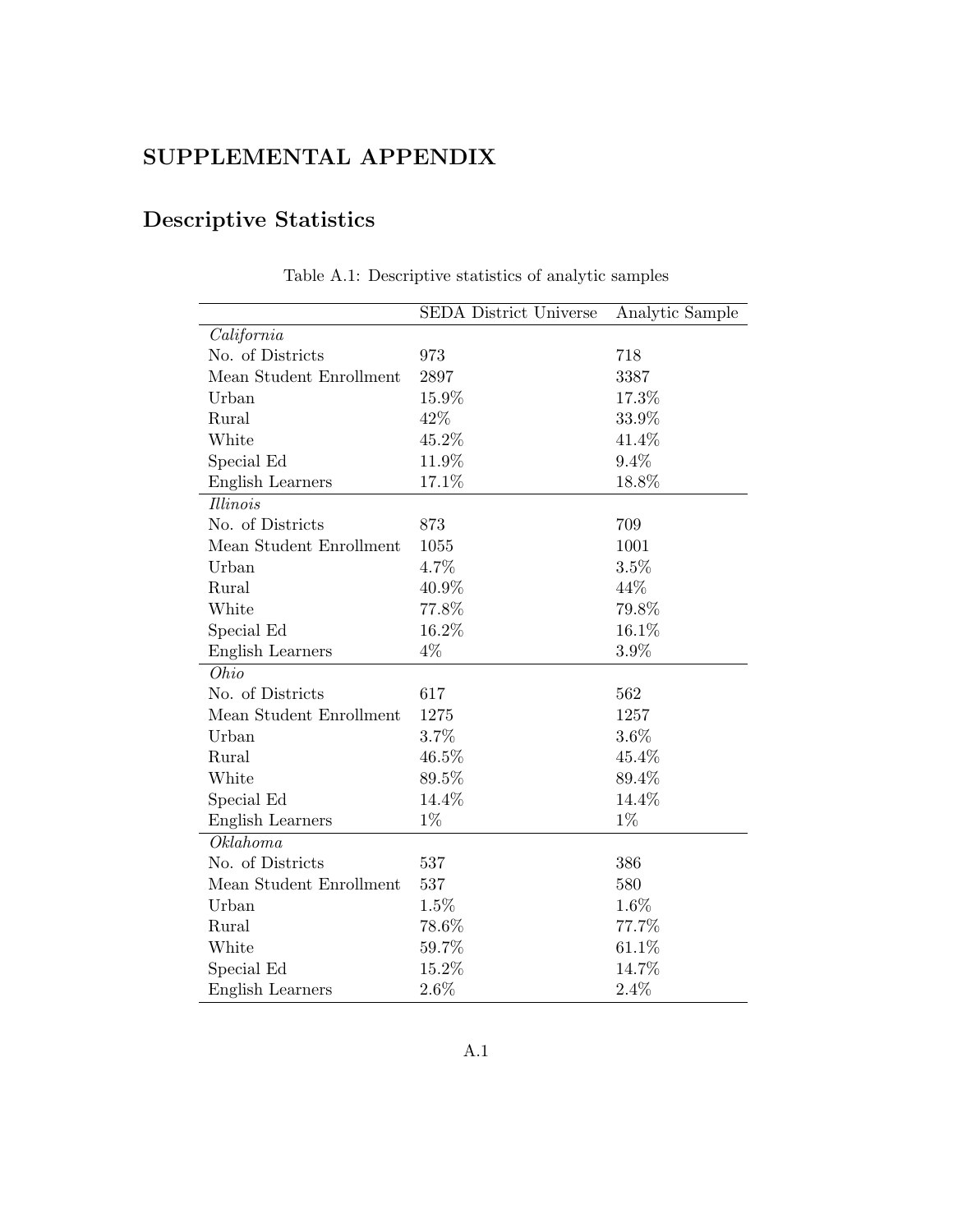# SUPPLEMENTAL APPENDIX

## Descriptive Statistics

Table A.1: Descriptive statistics of analytic samples

| | SEDA District Universe | Analytic Sample |
|---|---|---|
| *California* | | |
| No. of Districts | 973 | 718 |
| Mean Student Enrollment | 2897 | 3387 |
| Urban | 15.9% | 17.3% |
| Rural | 42% | 33.9% |
| White | 45.2% | 41.4% |
| Special Ed | 11.9% | 9.4% |
| English Learners | 17.1% | 18.8% |
| *Illinois* | | |
| No. of Districts | 873 | 709 |
| Mean Student Enrollment | 1055 | 1001 |
| Urban | 4.7% | 3.5% |
| Rural | 40.9% | 44% |
| White | 77.8% | 79.8% |
| Special Ed | 16.2% | 16.1% |
| English Learners | 4% | 3.9% |
| *Ohio* | | |
| No. of Districts | 617 | 562 |
| Mean Student Enrollment | 1275 | 1257 |
| Urban | 3.7% | 3.6% |
| Rural | 46.5% | 45.4% |
| White | 89.5% | 89.4% |
| Special Ed | 14.4% | 14.4% |
| English Learners | 1% | 1% |
| *Oklahoma* | | |
| No. of Districts | 537 | 386 |
| Mean Student Enrollment | 537 | 580 |
| Urban | 1.5% | 1.6% |
| Rural | 78.6% | 77.7% |
| White | 59.7% | 61.1% |
| Special Ed | 15.2% | 14.7% |
| English Learners | 2.6% | 2.4% |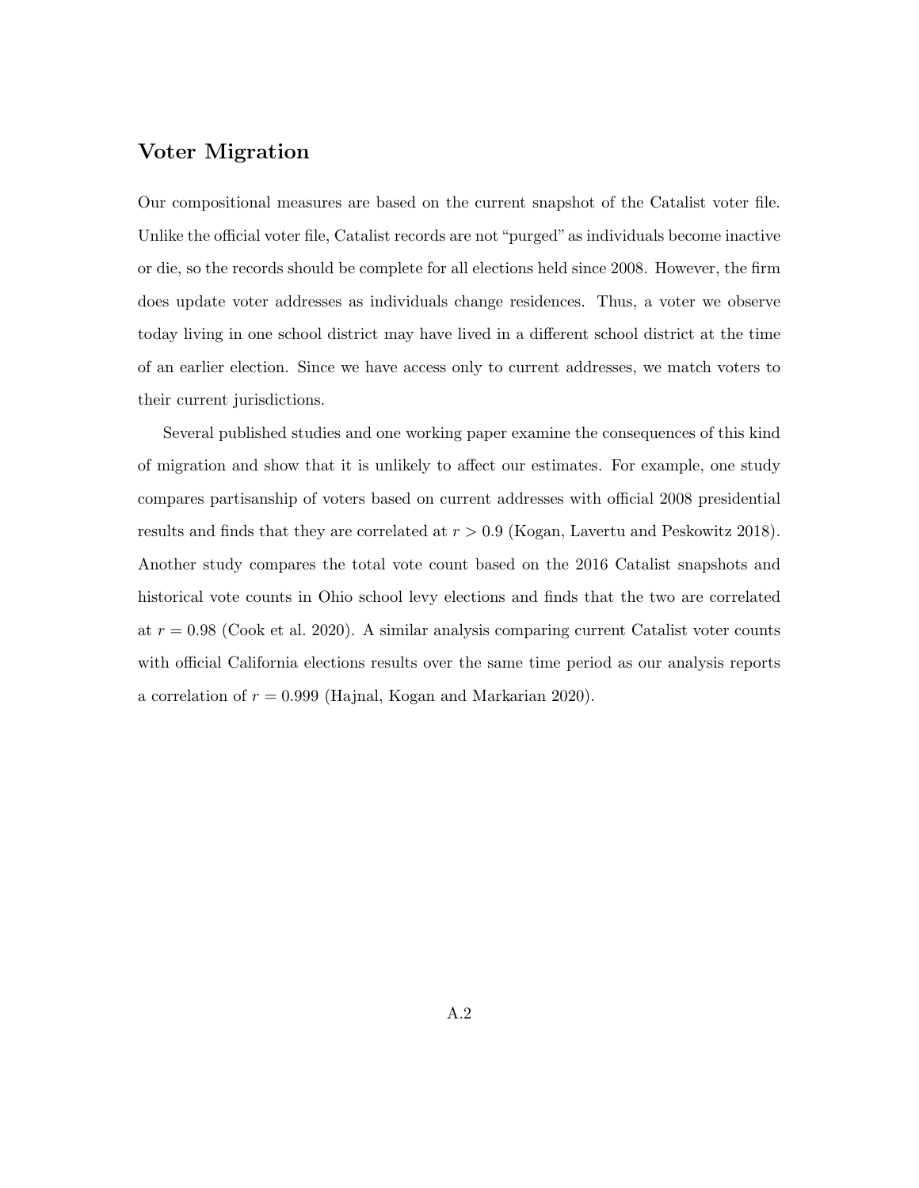## Voter Migration

Our compositional measures are based on the current snapshot of the Catalist voter file. Unlike the official voter file, Catalist records are not "purged" as individuals become inactive or die, so the records should be complete for all elections held since 2008. However, the firm does update voter addresses as individuals change residences. Thus, a voter we observe today living in one school district may have lived in a different school district at the time of an earlier election. Since we have access only to current addresses, we match voters to their current jurisdictions.

Several published studies and one working paper examine the consequences of this kind of migration and show that it is unlikely to affect our estimates. For example, one study compares partisanship of voters based on current addresses with official 2008 presidential results and finds that they are correlated at $r > 0.9$ (Kogan, Lavertu and Peskowitz 2018). Another study compares the total vote count based on the 2016 Catalist snapshots and historical vote counts in Ohio school levy elections and finds that the two are correlated at $r = 0.98$ (Cook et al. 2020). A similar analysis comparing current Catalist voter counts with official California elections results over the same time period as our analysis reports a correlation of $r = 0.999$ (Hajnal, Kogan and Markarian 2020).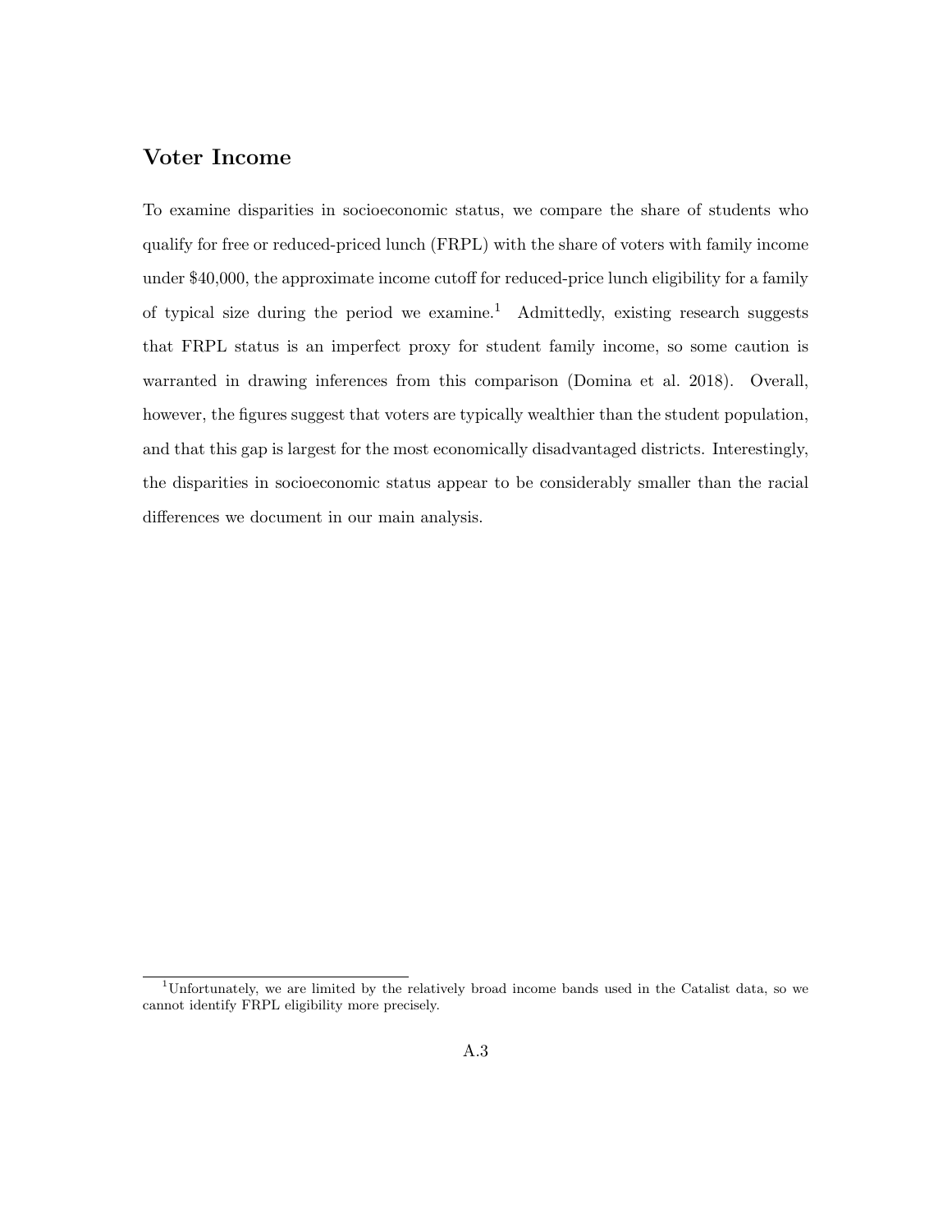## Voter Income

To examine disparities in socioeconomic status, we compare the share of students who qualify for free or reduced-priced lunch (FRPL) with the share of voters with family income under $40,000, the approximate income cutoff for reduced-price lunch eligibility for a family of typical size during the period we examine.[1] Admittedly, existing research suggests that FRPL status is an imperfect proxy for student family income, so some caution is warranted in drawing inferences from this comparison (Domina et al. 2018). Overall, however, the figures suggest that voters are typically wealthier than the student population, and that this gap is largest for the most economically disadvantaged districts. Interestingly, the disparities in socioeconomic status appear to be considerably smaller than the racial differences we document in our main analysis.

[1] Unfortunately, we are limited by the relatively broad income bands used in the Catalist data, so we cannot identify FRPL eligibility more precisely.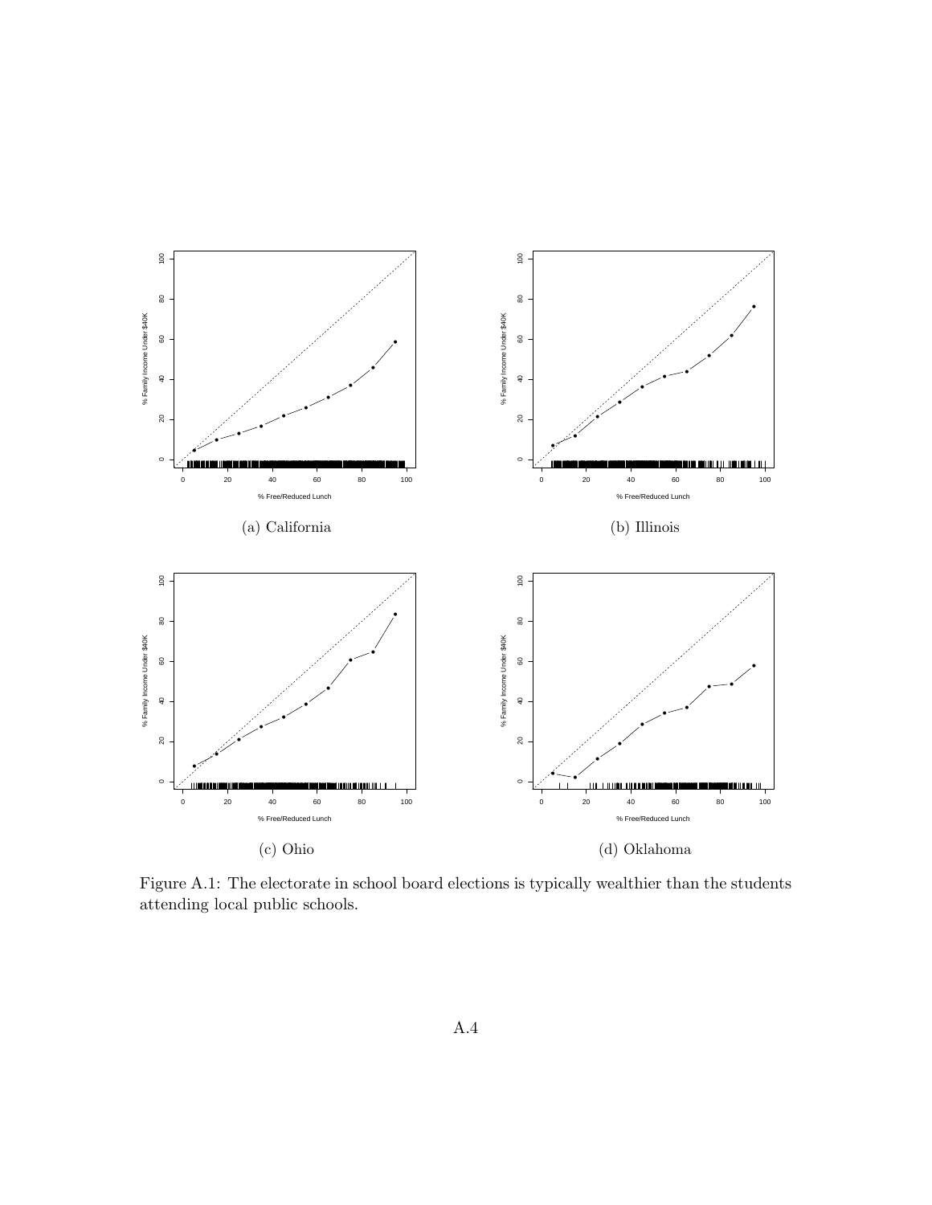(a) California

(b) Illinois

(c) Ohio

(d) Oklahoma

Figure A.1: The electorate in school board elections is typically wealthier than the students attending local public schools.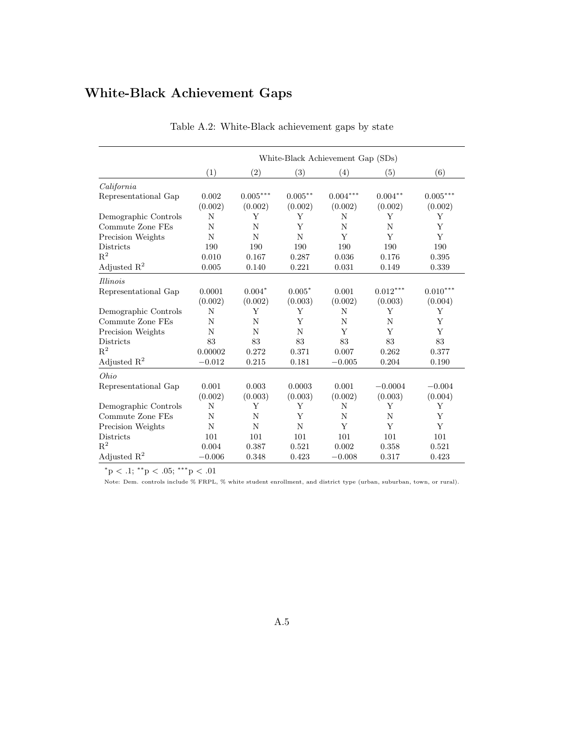## White-Black Achievement Gaps

Table A.2: White-Black achievement gaps by state

| | White-Black Achievement Gap (SDs) | | | | | |
|---|---|---|---|---|---|---|
| | (1) | (2) | (3) | (4) | (5) | (6) |
| *California* | | | | | | |
| Representational Gap | 0.002 | $0.005^{***}$ | $0.005^{**}$ | $0.004^{***}$ | $0.004^{**}$ | $0.005^{***}$ |
| | (0.002) | (0.002) | (0.002) | (0.002) | (0.002) | (0.002) |
| Demographic Controls | N | Y | Y | N | Y | Y |
| Commute Zone FEs | N | N | Y | N | N | Y |
| Precision Weights | N | N | N | Y | Y | Y |
| Districts | 190 | 190 | 190 | 190 | 190 | 190 |
| $R^2$ | 0.010 | 0.167 | 0.287 | 0.036 | 0.176 | 0.395 |
| Adjusted $R^2$ | 0.005 | 0.140 | 0.221 | 0.031 | 0.149 | 0.339 |
| *Illinois* | | | | | | |
| Representational Gap | 0.0001 | $0.004^{*}$ | $0.005^{*}$ | 0.001 | $0.012^{***}$ | $0.010^{***}$ |
| | (0.002) | (0.002) | (0.003) | (0.002) | (0.003) | (0.004) |
| Demographic Controls | N | Y | Y | N | Y | Y |
| Commute Zone FEs | N | N | Y | N | N | Y |
| Precision Weights | N | N | N | Y | Y | Y |
| Districts | 83 | 83 | 83 | 83 | 83 | 83 |
| $R^2$ | 0.00002 | 0.272 | 0.371 | 0.007 | 0.262 | 0.377 |
| Adjusted $R^2$ | −0.012 | 0.215 | 0.181 | −0.005 | 0.204 | 0.190 |
| *Ohio* | | | | | | |
| Representational Gap | 0.001 | 0.003 | 0.0003 | 0.001 | −0.0004 | −0.004 |
| | (0.002) | (0.003) | (0.003) | (0.002) | (0.003) | (0.004) |
| Demographic Controls | N | Y | Y | N | Y | Y |
| Commute Zone FEs | N | N | Y | N | N | Y |
| Precision Weights | N | N | N | Y | Y | Y |
| Districts | 101 | 101 | 101 | 101 | 101 | 101 |
| $R^2$ | 0.004 | 0.387 | 0.521 | 0.002 | 0.358 | 0.521 |
| Adjusted $R^2$ | −0.006 | 0.348 | 0.423 | −0.008 | 0.317 | 0.423 |

$^{*}$p < .1; $^{**}$p < .05; $^{***}$p < .01

Note: Dem. controls include % FRPL, % white student enrollment, and district type (urban, suburban, town, or rural).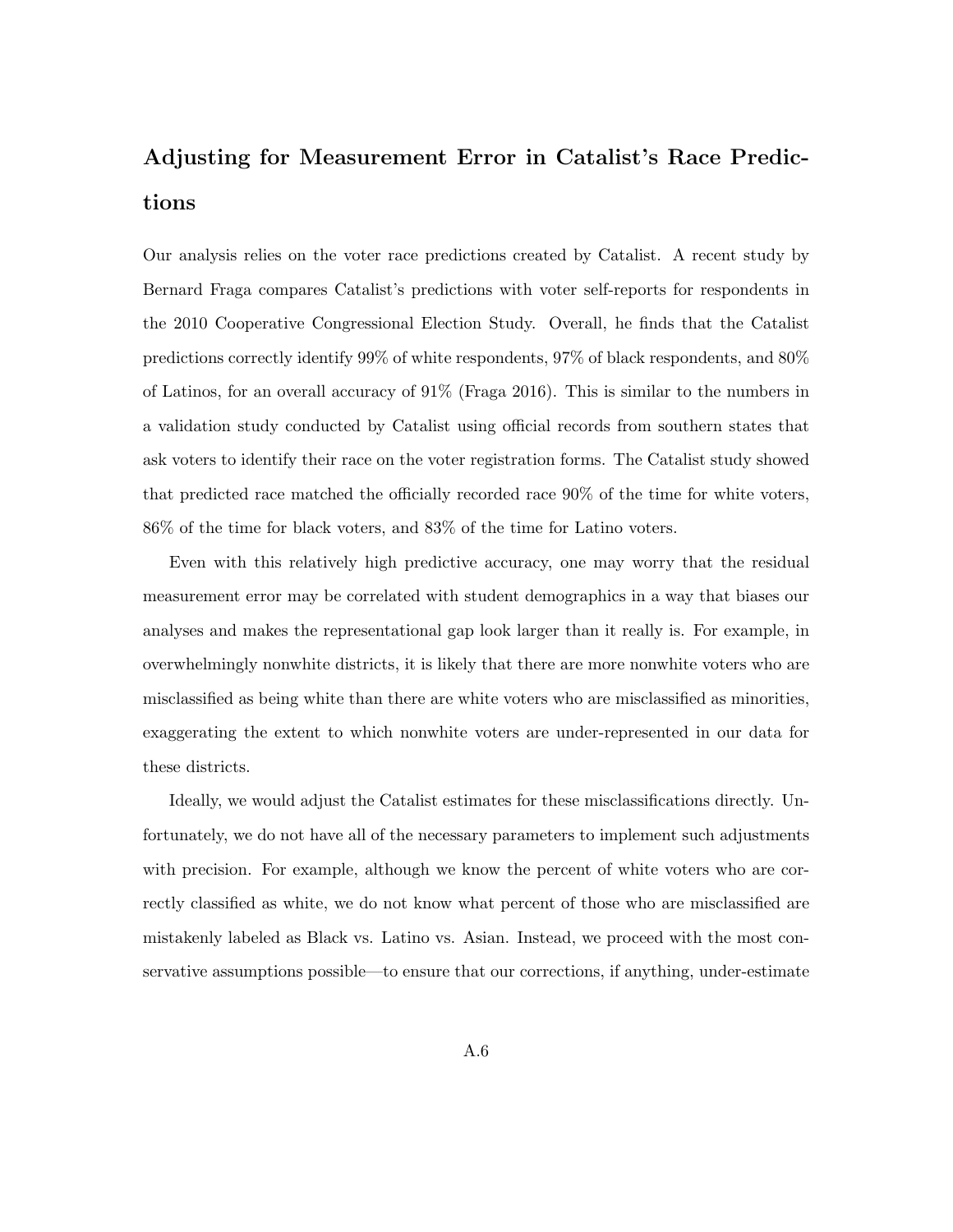## Adjusting for Measurement Error in Catalist's Race Predictions

Our analysis relies on the voter race predictions created by Catalist. A recent study by Bernard Fraga compares Catalist's predictions with voter self-reports for respondents in the 2010 Cooperative Congressional Election Study. Overall, he finds that the Catalist predictions correctly identify 99% of white respondents, 97% of black respondents, and 80% of Latinos, for an overall accuracy of 91% (Fraga 2016). This is similar to the numbers in a validation study conducted by Catalist using official records from southern states that ask voters to identify their race on the voter registration forms. The Catalist study showed that predicted race matched the officially recorded race 90% of the time for white voters, 86% of the time for black voters, and 83% of the time for Latino voters.

Even with this relatively high predictive accuracy, one may worry that the residual measurement error may be correlated with student demographics in a way that biases our analyses and makes the representational gap look larger than it really is. For example, in overwhelmingly nonwhite districts, it is likely that there are more nonwhite voters who are misclassified as being white than there are white voters who are misclassified as minorities, exaggerating the extent to which nonwhite voters are under-represented in our data for these districts.

Ideally, we would adjust the Catalist estimates for these misclassifications directly. Unfortunately, we do not have all of the necessary parameters to implement such adjustments with precision. For example, although we know the percent of white voters who are correctly classified as white, we do not know what percent of those who are misclassified are mistakenly labeled as Black vs. Latino vs. Asian. Instead, we proceed with the most conservative assumptions possible—to ensure that our corrections, if anything, under-estimate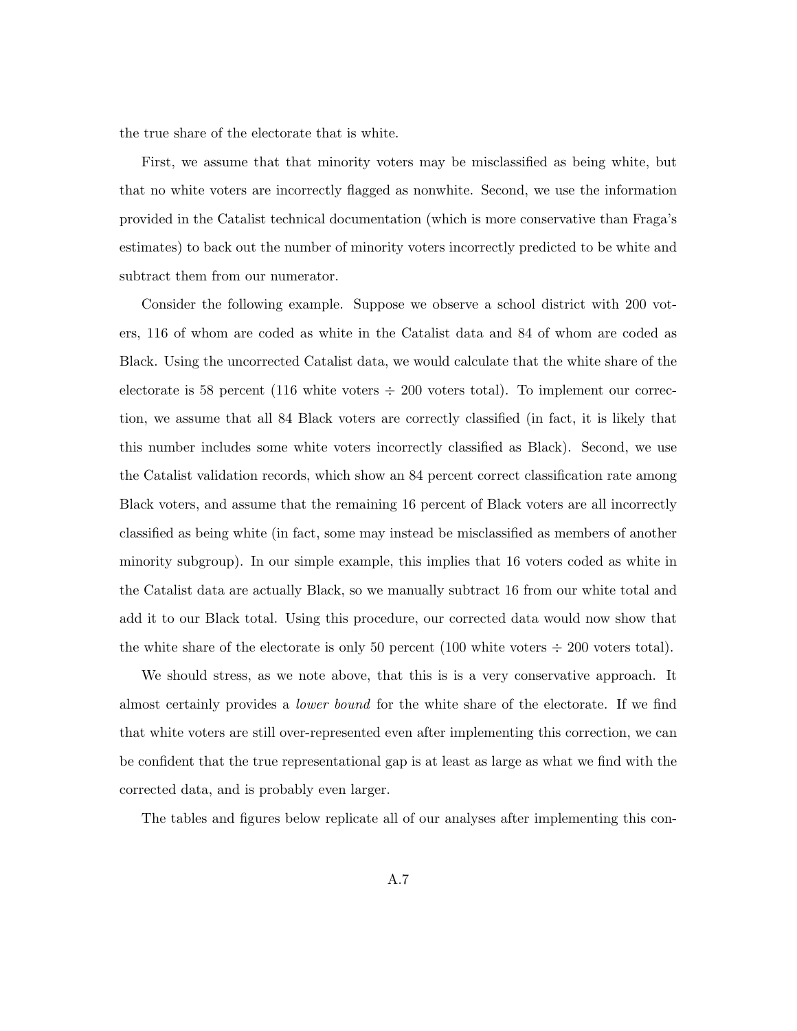the true share of the electorate that is white.

First, we assume that that minority voters may be misclassified as being white, but that no white voters are incorrectly flagged as nonwhite. Second, we use the information provided in the Catalist technical documentation (which is more conservative than Fraga's estimates) to back out the number of minority voters incorrectly predicted to be white and subtract them from our numerator.

Consider the following example. Suppose we observe a school district with 200 voters, 116 of whom are coded as white in the Catalist data and 84 of whom are coded as Black. Using the uncorrected Catalist data, we would calculate that the white share of the electorate is 58 percent (116 white voters ÷ 200 voters total). To implement our correction, we assume that all 84 Black voters are correctly classified (in fact, it is likely that this number includes some white voters incorrectly classified as Black). Second, we use the Catalist validation records, which show an 84 percent correct classification rate among Black voters, and assume that the remaining 16 percent of Black voters are all incorrectly classified as being white (in fact, some may instead be misclassified as members of another minority subgroup). In our simple example, this implies that 16 voters coded as white in the Catalist data are actually Black, so we manually subtract 16 from our white total and add it to our Black total. Using this procedure, our corrected data would now show that the white share of the electorate is only 50 percent (100 white voters ÷ 200 voters total).

We should stress, as we note above, that this is is a very conservative approach. It almost certainly provides a *lower bound* for the white share of the electorate. If we find that white voters are still over-represented even after implementing this correction, we can be confident that the true representational gap is at least as large as what we find with the corrected data, and is probably even larger.

The tables and figures below replicate all of our analyses after implementing this con-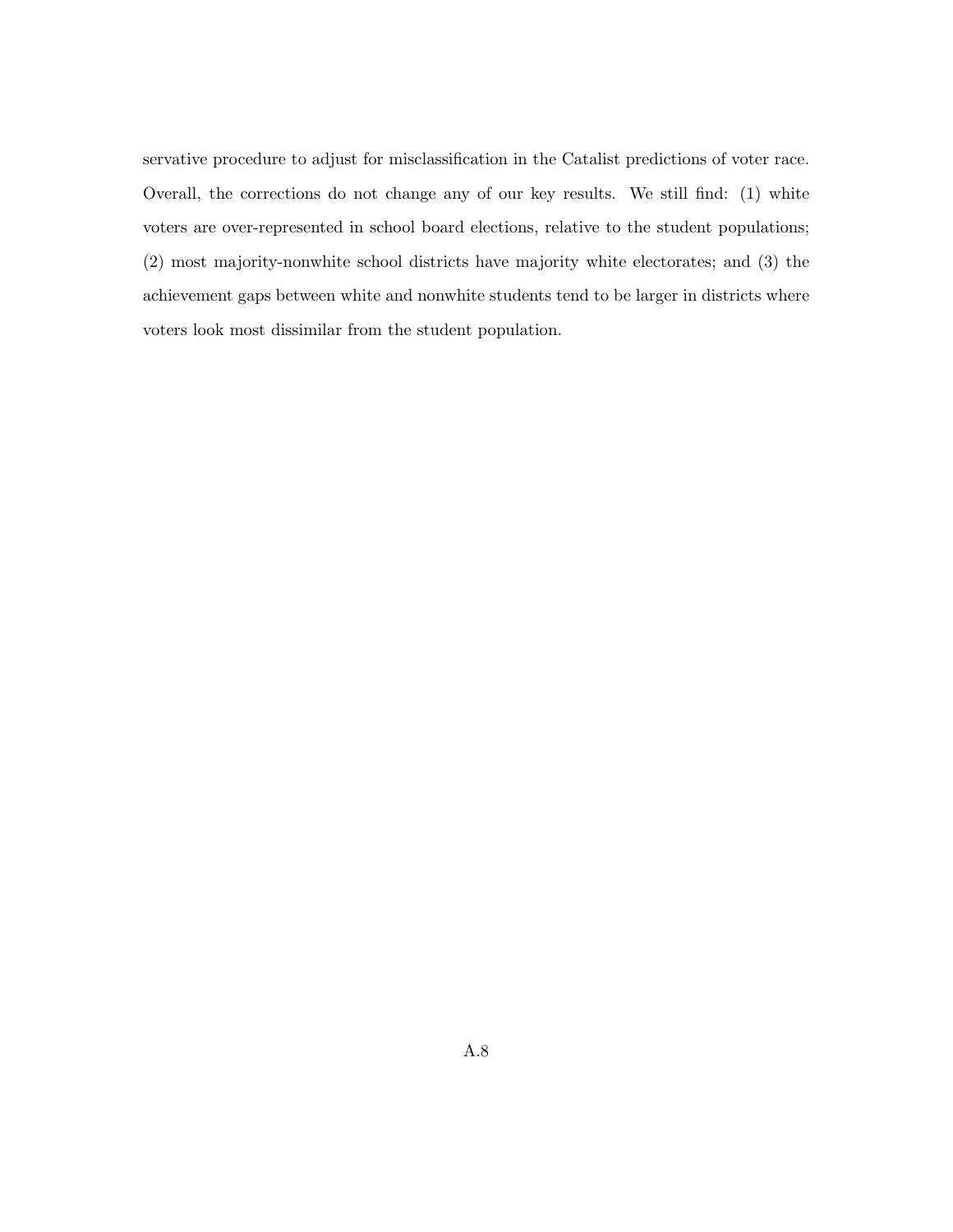servative procedure to adjust for misclassification in the Catalist predictions of voter race. Overall, the corrections do not change any of our key results. We still find: (1) white voters are over-represented in school board elections, relative to the student populations; (2) most majority-nonwhite school districts have majority white electorates; and (3) the achievement gaps between white and nonwhite students tend to be larger in districts where voters look most dissimilar from the student population.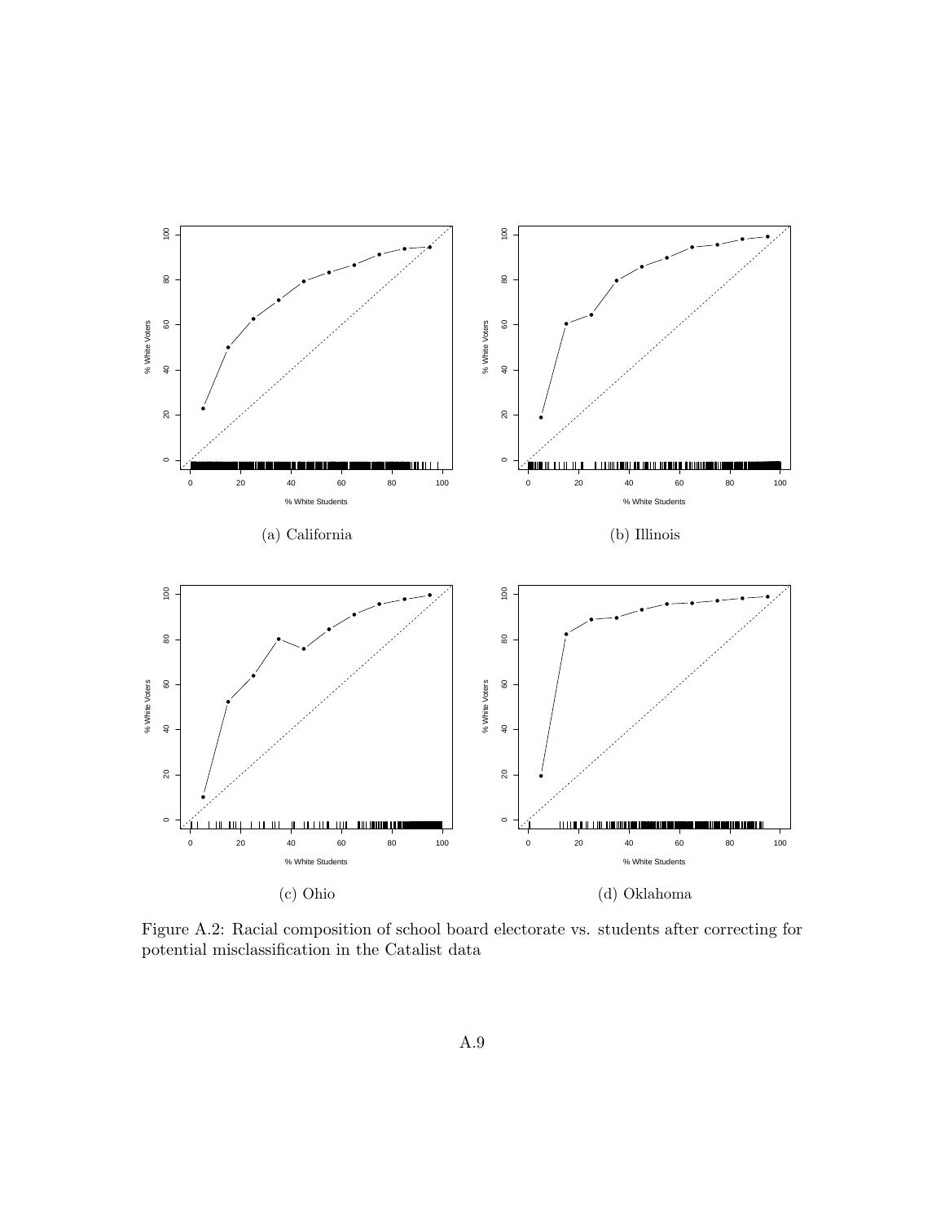(a) California

(b) Illinois

(c) Ohio

(d) Oklahoma

Figure A.2: Racial composition of school board electorate vs. students after correcting for potential misclassification in the Catalist data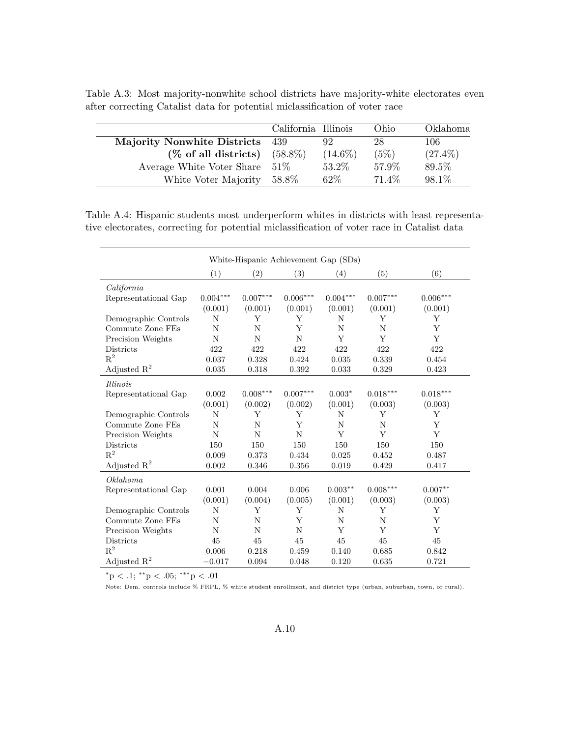Table A.3: Most majority-nonwhite school districts have majority-white electorates even after correcting Catalist data for potential miclassification of voter race

| | California | Illinois | Ohio | Oklahoma |
|---|---|---|---|---|
| **Majority Nonwhite Districts** | 439 | 92 | 28 | 106 |
| **(% of all districts)** | (58.8%) | (14.6%) | (5%) | (27.4%) |
| Average White Voter Share | 51% | 53.2% | 57.9% | 89.5% |
| White Voter Majority | 58.8% | 62% | 71.4% | 98.1% |

Table A.4: Hispanic students most underperform whites in districts with least representative electorates, correcting for potential miclassification of voter race in Catalist data

| | White-Hispanic Achievement Gap (SDs) | | | | | |
|---|---|---|---|---|---|---|
| | (1) | (2) | (3) | (4) | (5) | (6) |
| *California* | | | | | | |
| Representational Gap | $0.004^{***}$ | $0.007^{***}$ | $0.006^{***}$ | $0.004^{***}$ | $0.007^{***}$ | $0.006^{***}$ |
| | (0.001) | (0.001) | (0.001) | (0.001) | (0.001) | (0.001) |
| Demographic Controls | N | Y | Y | N | Y | Y |
| Commute Zone FEs | N | N | Y | N | N | Y |
| Precision Weights | N | N | N | Y | Y | Y |
| Districts | 422 | 422 | 422 | 422 | 422 | 422 |
| $R^2$ | 0.037 | 0.328 | 0.424 | 0.035 | 0.339 | 0.454 |
| Adjusted $R^2$ | 0.035 | 0.318 | 0.392 | 0.033 | 0.329 | 0.423 |
| *Illinois* | | | | | | |
| Representational Gap | 0.002 | $0.008^{***}$ | $0.007^{***}$ | $0.003^{*}$ | $0.018^{***}$ | $0.018^{***}$ |
| | (0.001) | (0.002) | (0.002) | (0.001) | (0.003) | (0.003) |
| Demographic Controls | N | Y | Y | N | Y | Y |
| Commute Zone FEs | N | N | Y | N | N | Y |
| Precision Weights | N | N | N | Y | Y | Y |
| Districts | 150 | 150 | 150 | 150 | 150 | 150 |
| $R^2$ | 0.009 | 0.373 | 0.434 | 0.025 | 0.452 | 0.487 |
| Adjusted $R^2$ | 0.002 | 0.346 | 0.356 | 0.019 | 0.429 | 0.417 |
| *Oklahoma* | | | | | | |
| Representational Gap | 0.001 | 0.004 | 0.006 | $0.003^{**}$ | $0.008^{***}$ | $0.007^{**}$ |
| | (0.001) | (0.004) | (0.005) | (0.001) | (0.003) | (0.003) |
| Demographic Controls | N | Y | Y | N | Y | Y |
| Commute Zone FEs | N | N | Y | N | N | Y |
| Precision Weights | N | N | N | Y | Y | Y |
| Districts | 45 | 45 | 45 | 45 | 45 | 45 |
| $R^2$ | 0.006 | 0.218 | 0.459 | 0.140 | 0.685 | 0.842 |
| Adjusted $R^2$ | −0.017 | 0.094 | 0.048 | 0.120 | 0.635 | 0.721 |

$^{*}$p < .1; $^{**}$p < .05; $^{***}$p < .01

Note: Dem. controls include % FRPL, % white student enrollment, and district type (urban, suburban, town, or rural).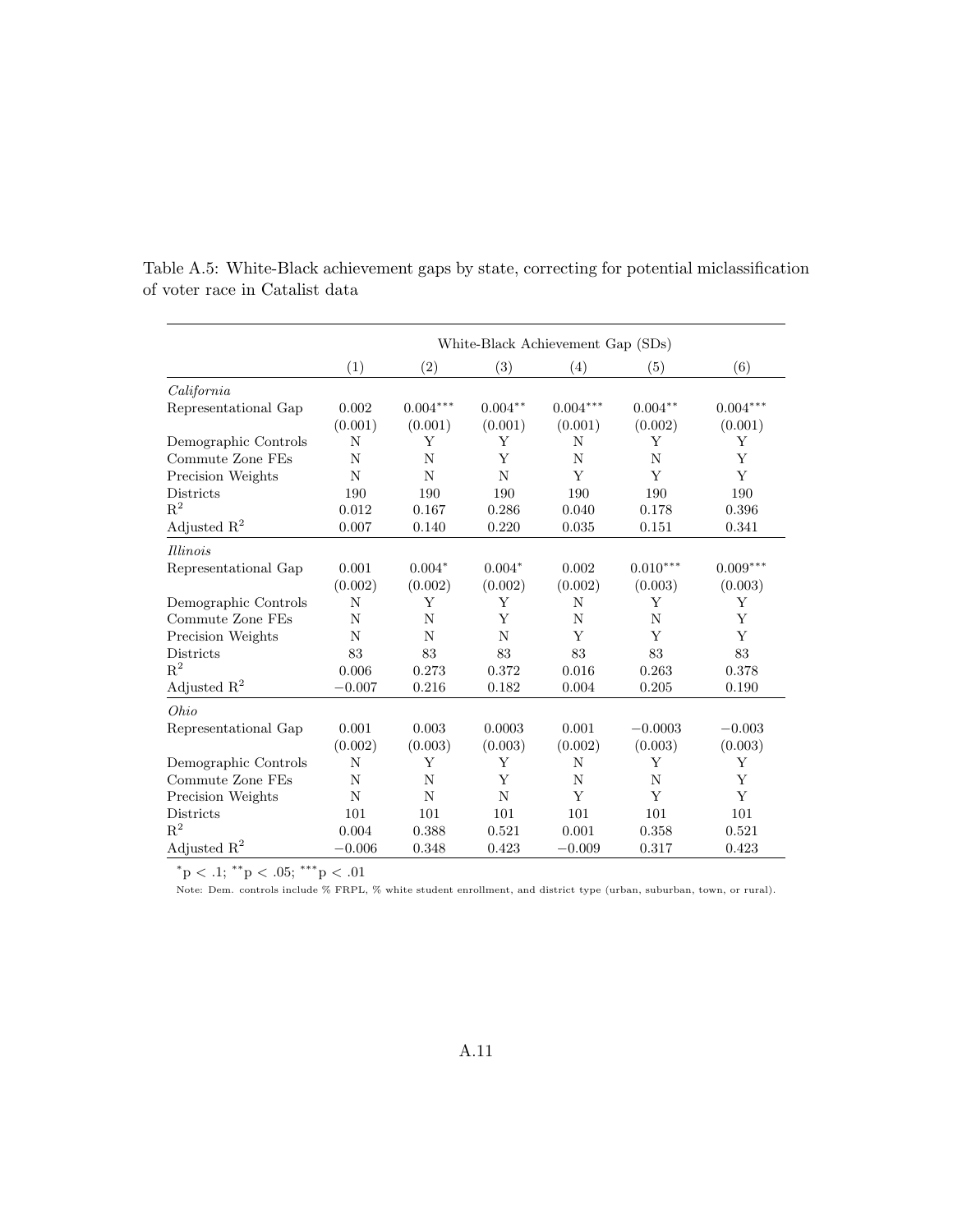Table A.5: White-Black achievement gaps by state, correcting for potential miclassification of voter race in Catalist data

| | White-Black Achievement Gap (SDs) | | | | | |
|---|---|---|---|---|---|---|
| | (1) | (2) | (3) | (4) | (5) | (6) |
| *California* | | | | | | |
| Representational Gap | 0.002 | 0.004*** | 0.004** | 0.004*** | 0.004** | 0.004*** |
| | (0.001) | (0.001) | (0.001) | (0.001) | (0.002) | (0.001) |
| Demographic Controls | N | Y | Y | N | Y | Y |
| Commute Zone FEs | N | N | Y | N | N | Y |
| Precision Weights | N | N | N | Y | Y | Y |
| Districts | 190 | 190 | 190 | 190 | 190 | 190 |
| $R^2$ | 0.012 | 0.167 | 0.286 | 0.040 | 0.178 | 0.396 |
| Adjusted $R^2$ | 0.007 | 0.140 | 0.220 | 0.035 | 0.151 | 0.341 |
| *Illinois* | | | | | | |
| Representational Gap | 0.001 | 0.004* | 0.004* | 0.002 | 0.010*** | 0.009*** |
| | (0.002) | (0.002) | (0.002) | (0.002) | (0.003) | (0.003) |
| Demographic Controls | N | Y | Y | N | Y | Y |
| Commute Zone FEs | N | N | Y | N | N | Y |
| Precision Weights | N | N | N | Y | Y | Y |
| Districts | 83 | 83 | 83 | 83 | 83 | 83 |
| $R^2$ | 0.006 | 0.273 | 0.372 | 0.016 | 0.263 | 0.378 |
| Adjusted $R^2$ | −0.007 | 0.216 | 0.182 | 0.004 | 0.205 | 0.190 |
| *Ohio* | | | | | | |
| Representational Gap | 0.001 | 0.003 | 0.0003 | 0.001 | −0.0003 | −0.003 |
| | (0.002) | (0.003) | (0.003) | (0.002) | (0.003) | (0.003) |
| Demographic Controls | N | Y | Y | N | Y | Y |
| Commute Zone FEs | N | N | Y | N | N | Y |
| Precision Weights | N | N | N | Y | Y | Y |
| Districts | 101 | 101 | 101 | 101 | 101 | 101 |
| $R^2$ | 0.004 | 0.388 | 0.521 | 0.001 | 0.358 | 0.521 |
| Adjusted $R^2$ | −0.006 | 0.348 | 0.423 | −0.009 | 0.317 | 0.423 |

*p < .1; **p < .05; ***p < .01

Note: Dem. controls include % FRPL, % white student enrollment, and district type (urban, suburban, town, or rural).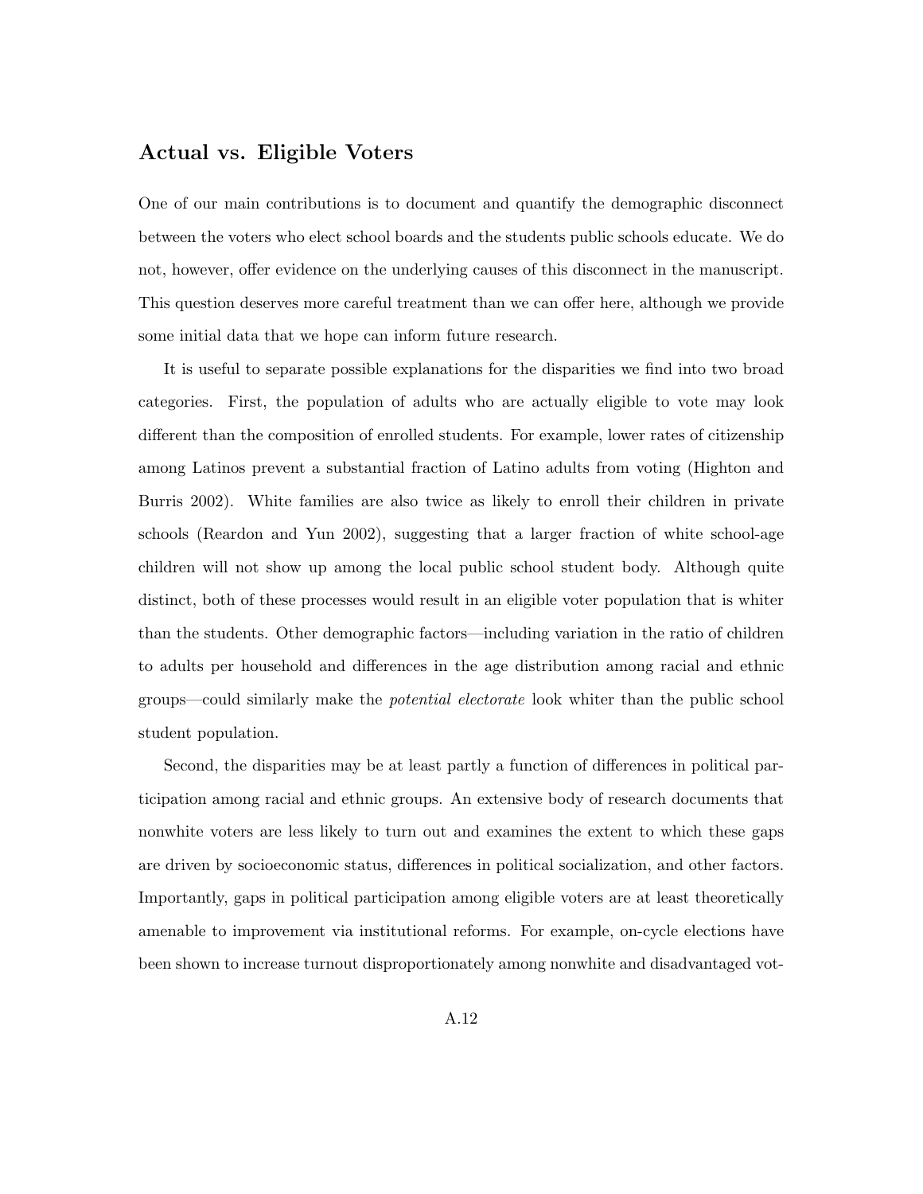## Actual vs. Eligible Voters

One of our main contributions is to document and quantify the demographic disconnect between the voters who elect school boards and the students public schools educate. We do not, however, offer evidence on the underlying causes of this disconnect in the manuscript. This question deserves more careful treatment than we can offer here, although we provide some initial data that we hope can inform future research.

It is useful to separate possible explanations for the disparities we find into two broad categories. First, the population of adults who are actually eligible to vote may look different than the composition of enrolled students. For example, lower rates of citizenship among Latinos prevent a substantial fraction of Latino adults from voting (Highton and Burris 2002). White families are also twice as likely to enroll their children in private schools (Reardon and Yun 2002), suggesting that a larger fraction of white school-age children will not show up among the local public school student body. Although quite distinct, both of these processes would result in an eligible voter population that is whiter than the students. Other demographic factors—including variation in the ratio of children to adults per household and differences in the age distribution among racial and ethnic groups—could similarly make the *potential electorate* look whiter than the public school student population.

Second, the disparities may be at least partly a function of differences in political participation among racial and ethnic groups. An extensive body of research documents that nonwhite voters are less likely to turn out and examines the extent to which these gaps are driven by socioeconomic status, differences in political socialization, and other factors. Importantly, gaps in political participation among eligible voters are at least theoretically amenable to improvement via institutional reforms. For example, on-cycle elections have been shown to increase turnout disproportionately among nonwhite and disadvantaged vot-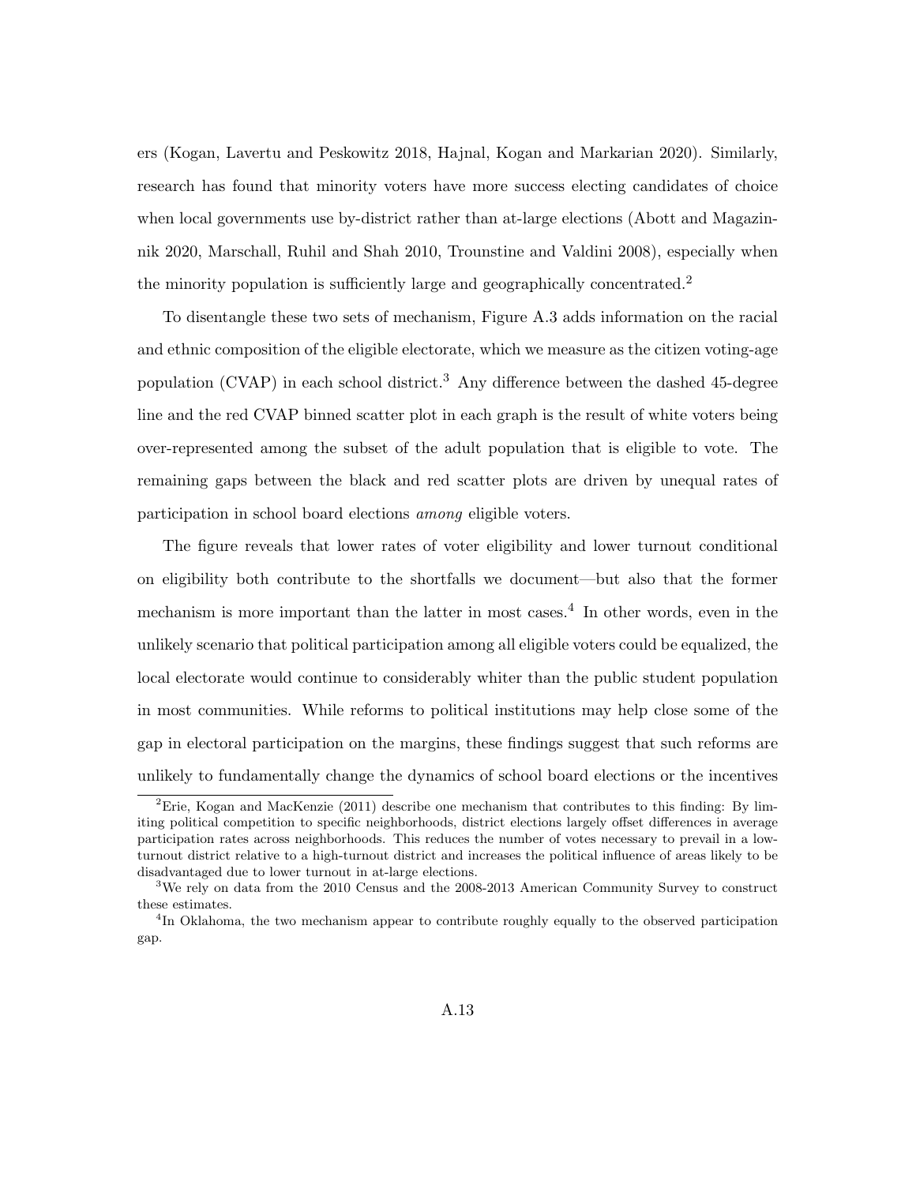ers (Kogan, Lavertu and Peskowitz 2018, Hajnal, Kogan and Markarian 2020). Similarly, research has found that minority voters have more success electing candidates of choice when local governments use by-district rather than at-large elections (Abott and Magazinnik 2020, Marschall, Ruhil and Shah 2010, Trounstine and Valdini 2008), especially when the minority population is sufficiently large and geographically concentrated.[2]

To disentangle these two sets of mechanism, Figure A.3 adds information on the racial and ethnic composition of the eligible electorate, which we measure as the citizen voting-age population (CVAP) in each school district.[3] Any difference between the dashed 45-degree line and the red CVAP binned scatter plot in each graph is the result of white voters being over-represented among the subset of the adult population that is eligible to vote. The remaining gaps between the black and red scatter plots are driven by unequal rates of participation in school board elections *among* eligible voters.

The figure reveals that lower rates of voter eligibility and lower turnout conditional on eligibility both contribute to the shortfalls we document—but also that the former mechanism is more important than the latter in most cases.[4] In other words, even in the unlikely scenario that political participation among all eligible voters could be equalized, the local electorate would continue to considerably whiter than the public student population in most communities. While reforms to political institutions may help close some of the gap in electoral participation on the margins, these findings suggest that such reforms are unlikely to fundamentally change the dynamics of school board elections or the incentives

[2] Erie, Kogan and MacKenzie (2011) describe one mechanism that contributes to this finding: By limiting political competition to specific neighborhoods, district elections largely offset differences in average participation rates across neighborhoods. This reduces the number of votes necessary to prevail in a low-turnout district relative to a high-turnout district and increases the political influence of areas likely to be disadvantaged due to lower turnout in at-large elections.

[3] We rely on data from the 2010 Census and the 2008-2013 American Community Survey to construct these estimates.

[4] In Oklahoma, the two mechanism appear to contribute roughly equally to the observed participation gap.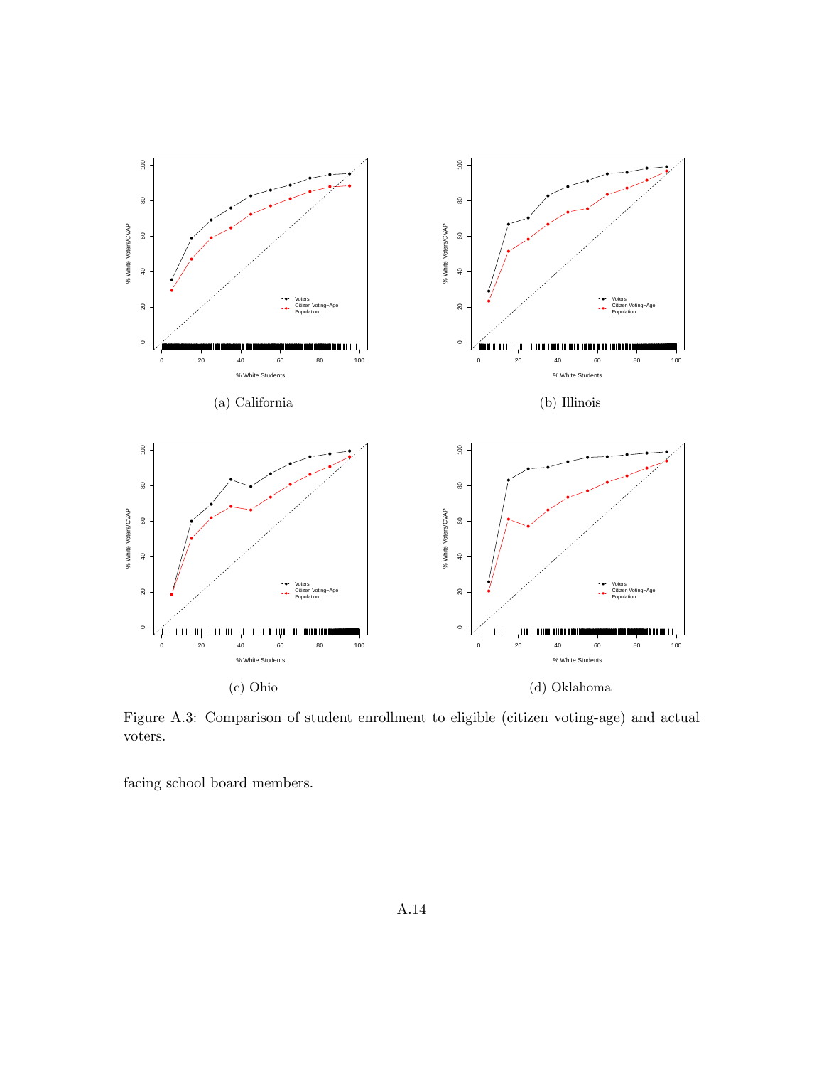(a) California

(b) Illinois

(c) Ohio

(d) Oklahoma

Figure A.3: Comparison of student enrollment to eligible (citizen voting-age) and actual voters.

facing school board members.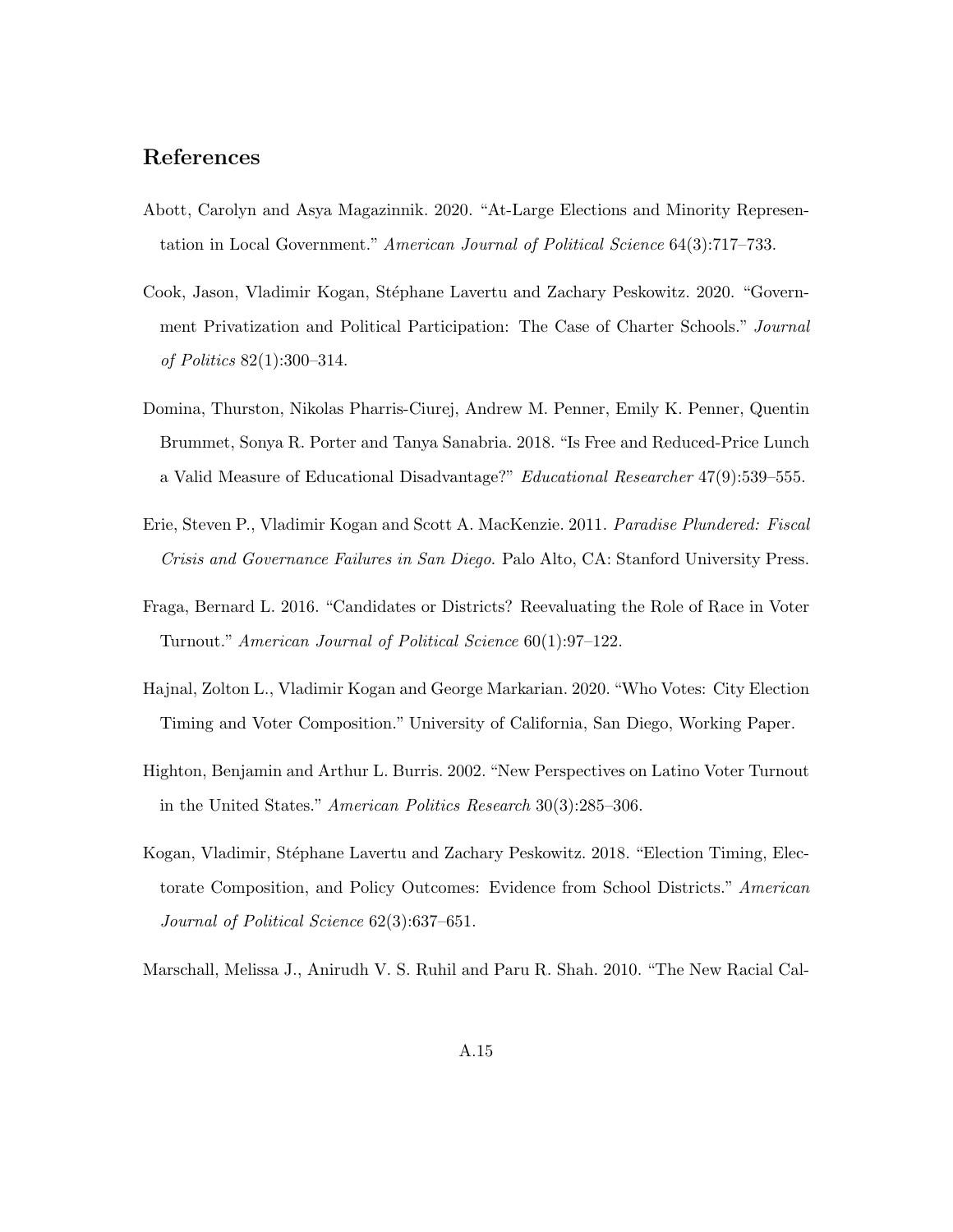## References

Abott, Carolyn and Asya Magazinnik. 2020. "At-Large Elections and Minority Representation in Local Government." *American Journal of Political Science* 64(3):717–733.

Cook, Jason, Vladimir Kogan, Stéphane Lavertu and Zachary Peskowitz. 2020. "Government Privatization and Political Participation: The Case of Charter Schools." *Journal of Politics* 82(1):300–314.

Domina, Thurston, Nikolas Pharris-Ciurej, Andrew M. Penner, Emily K. Penner, Quentin Brummet, Sonya R. Porter and Tanya Sanabria. 2018. "Is Free and Reduced-Price Lunch a Valid Measure of Educational Disadvantage?" *Educational Researcher* 47(9):539–555.

Erie, Steven P., Vladimir Kogan and Scott A. MacKenzie. 2011. *Paradise Plundered: Fiscal Crisis and Governance Failures in San Diego*. Palo Alto, CA: Stanford University Press.

Fraga, Bernard L. 2016. "Candidates or Districts? Reevaluating the Role of Race in Voter Turnout." *American Journal of Political Science* 60(1):97–122.

Hajnal, Zolton L., Vladimir Kogan and George Markarian. 2020. "Who Votes: City Election Timing and Voter Composition." University of California, San Diego, Working Paper.

Highton, Benjamin and Arthur L. Burris. 2002. "New Perspectives on Latino Voter Turnout in the United States." *American Politics Research* 30(3):285–306.

Kogan, Vladimir, Stéphane Lavertu and Zachary Peskowitz. 2018. "Election Timing, Electorate Composition, and Policy Outcomes: Evidence from School Districts." *American Journal of Political Science* 62(3):637–651.

Marschall, Melissa J., Anirudh V. S. Ruhil and Paru R. Shah. 2010. "The New Racial Cal-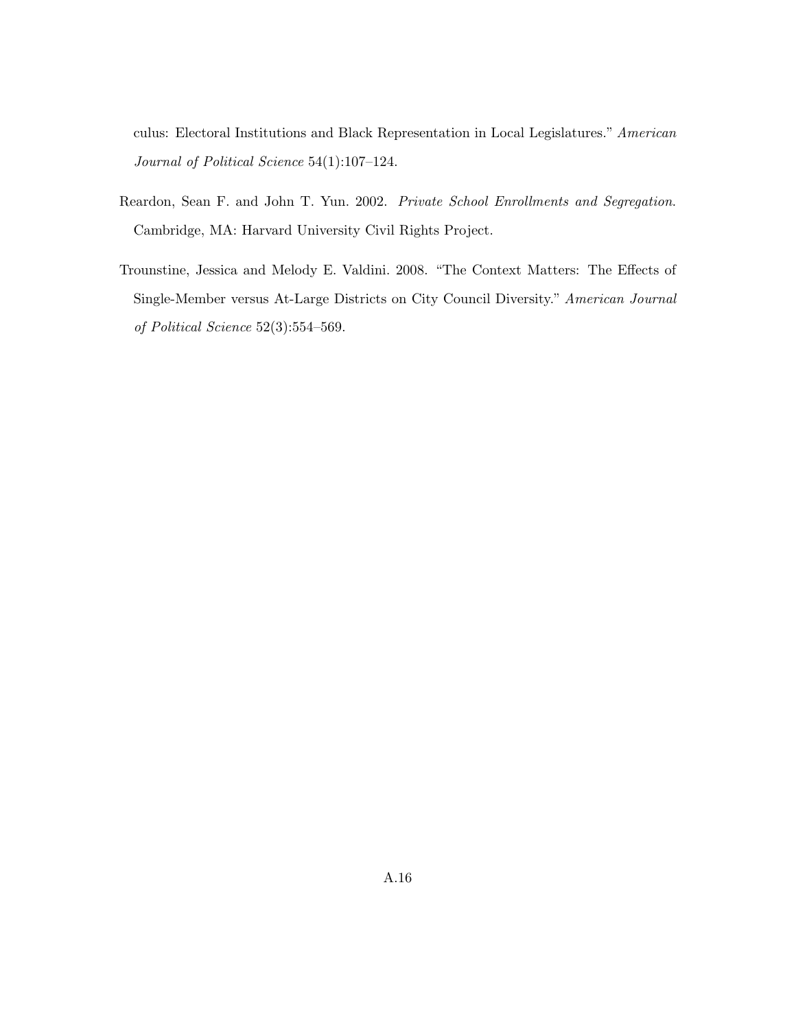culus: Electoral Institutions and Black Representation in Local Legislatures." *American Journal of Political Science* 54(1):107–124.

Reardon, Sean F. and John T. Yun. 2002. *Private School Enrollments and Segregation.* Cambridge, MA: Harvard University Civil Rights Project.

Trounstine, Jessica and Melody E. Valdini. 2008. "The Context Matters: The Effects of Single-Member versus At-Large Districts on City Council Diversity." *American Journal of Political Science* 52(3):554–569.